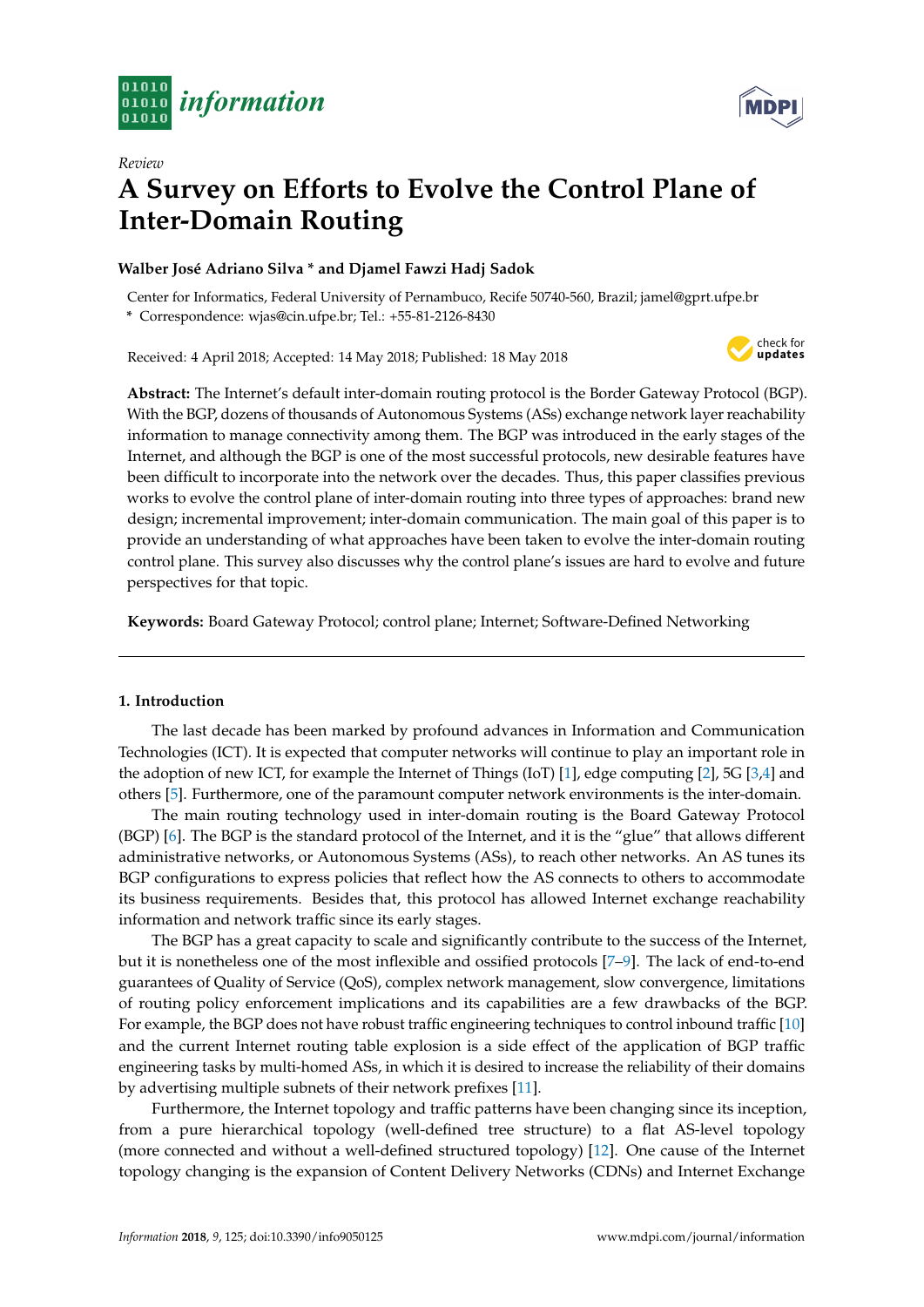*Review*

# A Survey on Efforts to Evolve the Control Plane of Inter-Domain Routing

**Walber José Adriano Silva * and Djamel Fawzi Hadj Sadok**

Center for Informatics, Federal University of Pernambuco, Recife 50740-560, Brazil; jamel@gprt.ufpe.br

* Correspondence: wjas@cin.ufpe.br; Tel.: +55-81-2126-8430

Received: 4 April 2018; Accepted: 14 May 2018; Published: 18 May 2018

**Abstract:** The Internet's default inter-domain routing protocol is the Border Gateway Protocol (BGP). With the BGP, dozens of thousands of Autonomous Systems (ASs) exchange network layer reachability information to manage connectivity among them. The BGP was introduced in the early stages of the Internet, and although the BGP is one of the most successful protocols, new desirable features have been difficult to incorporate into the network over the decades. Thus, this paper classifies previous works to evolve the control plane of inter-domain routing into three types of approaches: brand new design; incremental improvement; inter-domain communication. The main goal of this paper is to provide an understanding of what approaches have been taken to evolve the inter-domain routing control plane. This survey also discusses why the control plane's issues are hard to evolve and future perspectives for that topic.

**Keywords:** Board Gateway Protocol; control plane; Internet; Software-Defined Networking

## 1. Introduction

The last decade has been marked by profound advances in Information and Communication Technologies (ICT). It is expected that computer networks will continue to play an important role in the adoption of new ICT, for example the Internet of Things (IoT) [1], edge computing [2], 5G [3,4] and others [5]. Furthermore, one of the paramount computer network environments is the inter-domain.

The main routing technology used in inter-domain routing is the Board Gateway Protocol (BGP) [6]. The BGP is the standard protocol of the Internet, and it is the "glue" that allows different administrative networks, or Autonomous Systems (ASs), to reach other networks. An AS tunes its BGP configurations to express policies that reflect how the AS connects to others to accommodate its business requirements. Besides that, this protocol has allowed Internet exchange reachability information and network traffic since its early stages.

The BGP has a great capacity to scale and significantly contribute to the success of the Internet, but it is nonetheless one of the most inflexible and ossified protocols [7–9]. The lack of end-to-end guarantees of Quality of Service (QoS), complex network management, slow convergence, limitations of routing policy enforcement implications and its capabilities are a few drawbacks of the BGP. For example, the BGP does not have robust traffic engineering techniques to control inbound traffic [10] and the current Internet routing table explosion is a side effect of the application of BGP traffic engineering tasks by multi-homed ASs, in which it is desired to increase the reliability of their domains by advertising multiple subnets of their network prefixes [11].

Furthermore, the Internet topology and traffic patterns have been changing since its inception, from a pure hierarchical topology (well-defined tree structure) to a flat AS-level topology (more connected and without a well-defined structured topology) [12]. One cause of the Internet topology changing is the expansion of Content Delivery Networks (CDNs) and Internet Exchange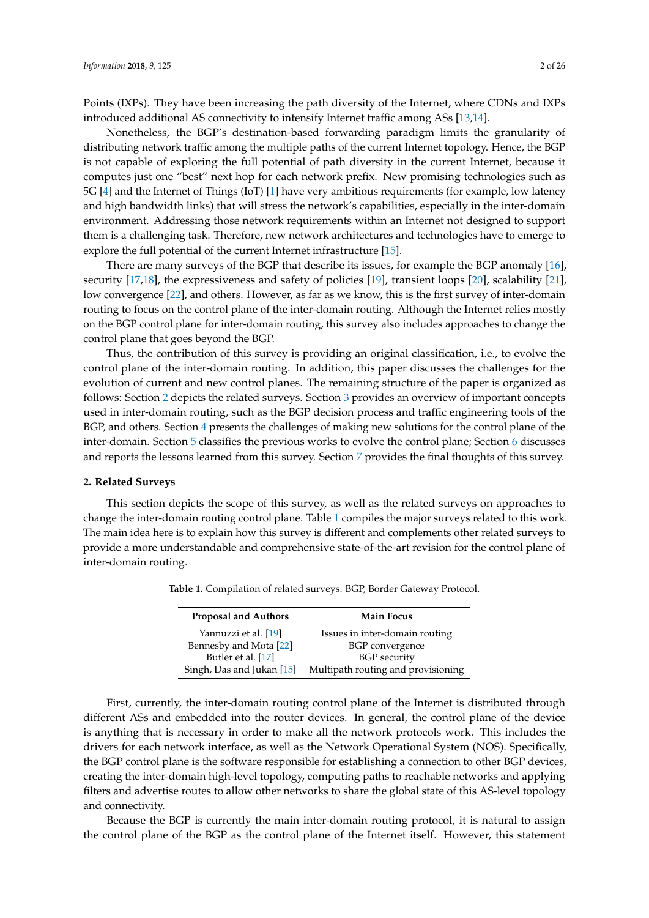Points (IXPs). They have been increasing the path diversity of the Internet, where CDNs and IXPs introduced additional AS connectivity to intensify Internet traffic among ASs [13,14].

Nonetheless, the BGP's destination-based forwarding paradigm limits the granularity of distributing network traffic among the multiple paths of the current Internet topology. Hence, the BGP is not capable of exploring the full potential of path diversity in the current Internet, because it computes just one "best" next hop for each network prefix. New promising technologies such as 5G [4] and the Internet of Things (IoT) [1] have very ambitious requirements (for example, low latency and high bandwidth links) that will stress the network's capabilities, especially in the inter-domain environment. Addressing those network requirements within an Internet not designed to support them is a challenging task. Therefore, new network architectures and technologies have to emerge to explore the full potential of the current Internet infrastructure [15].

There are many surveys of the BGP that describe its issues, for example the BGP anomaly [16], security [17,18], the expressiveness and safety of policies [19], transient loops [20], scalability [21], low convergence [22], and others. However, as far as we know, this is the first survey of inter-domain routing to focus on the control plane of the inter-domain routing. Although the Internet relies mostly on the BGP control plane for inter-domain routing, this survey also includes approaches to change the control plane that goes beyond the BGP.

Thus, the contribution of this survey is providing an original classification, i.e., to evolve the control plane of the inter-domain routing. In addition, this paper discusses the challenges for the evolution of current and new control planes. The remaining structure of the paper is organized as follows: Section 2 depicts the related surveys. Section 3 provides an overview of important concepts used in inter-domain routing, such as the BGP decision process and traffic engineering tools of the BGP, and others. Section 4 presents the challenges of making new solutions for the control plane of the inter-domain. Section 5 classifies the previous works to evolve the control plane; Section 6 discusses and reports the lessons learned from this survey. Section 7 provides the final thoughts of this survey.

## 2. Related Surveys

This section depicts the scope of this survey, as well as the related surveys on approaches to change the inter-domain routing control plane. Table 1 compiles the major surveys related to this work. The main idea here is to explain how this survey is different and complements other related surveys to provide a more understandable and comprehensive state-of-the-art revision for the control plane of inter-domain routing.

**Table 1.** Compilation of related surveys. BGP, Border Gateway Protocol.

| Proposal and Authors | Main Focus |
|---|---|
| Yannuzzi et al. [19] | Issues in inter-domain routing |
| Bennesby and Mota [22] | BGP convergence |
| Butler et al. [17] | BGP security |
| Singh, Das and Jukan [15] | Multipath routing and provisioning |

First, currently, the inter-domain routing control plane of the Internet is distributed through different ASs and embedded into the router devices. In general, the control plane of the device is anything that is necessary in order to make all the network protocols work. This includes the drivers for each network interface, as well as the Network Operational System (NOS). Specifically, the BGP control plane is the software responsible for establishing a connection to other BGP devices, creating the inter-domain high-level topology, computing paths to reachable networks and applying filters and advertise routes to allow other networks to share the global state of this AS-level topology and connectivity.

Because the BGP is currently the main inter-domain routing protocol, it is natural to assign the control plane of the BGP as the control plane of the Internet itself. However, this statement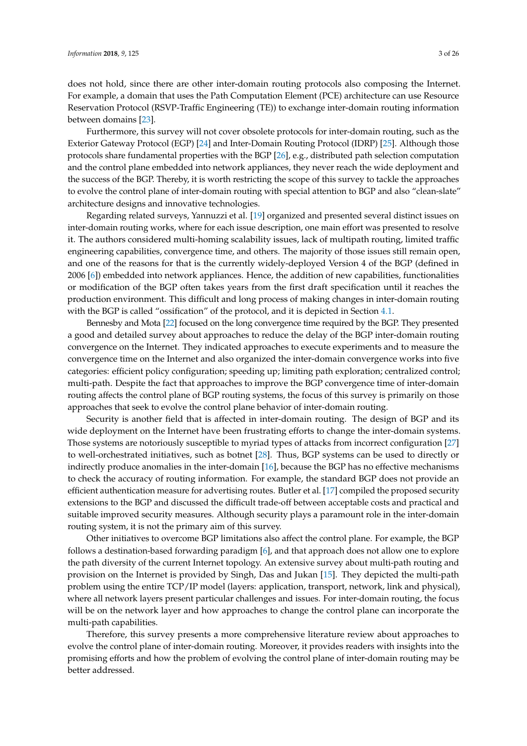does not hold, since there are other inter-domain routing protocols also composing the Internet. For example, a domain that uses the Path Computation Element (PCE) architecture can use Resource Reservation Protocol (RSVP-Traffic Engineering (TE)) to exchange inter-domain routing information between domains [23].

Furthermore, this survey will not cover obsolete protocols for inter-domain routing, such as the Exterior Gateway Protocol (EGP) [24] and Inter-Domain Routing Protocol (IDRP) [25]. Although those protocols share fundamental properties with the BGP [26], e.g., distributed path selection computation and the control plane embedded into network appliances, they never reach the wide deployment and the success of the BGP. Thereby, it is worth restricting the scope of this survey to tackle the approaches to evolve the control plane of inter-domain routing with special attention to BGP and also "clean-slate" architecture designs and innovative technologies.

Regarding related surveys, Yannuzzi et al. [19] organized and presented several distinct issues on inter-domain routing works, where for each issue description, one main effort was presented to resolve it. The authors considered multi-homing scalability issues, lack of multipath routing, limited traffic engineering capabilities, convergence time, and others. The majority of those issues still remain open, and one of the reasons for that is the currently widely-deployed Version 4 of the BGP (defined in 2006 [6]) embedded into network appliances. Hence, the addition of new capabilities, functionalities or modification of the BGP often takes years from the first draft specification until it reaches the production environment. This difficult and long process of making changes in inter-domain routing with the BGP is called "ossification" of the protocol, and it is depicted in Section 4.1.

Bennesby and Mota [22] focused on the long convergence time required by the BGP. They presented a good and detailed survey about approaches to reduce the delay of the BGP inter-domain routing convergence on the Internet. They indicated approaches to execute experiments and to measure the convergence time on the Internet and also organized the inter-domain convergence works into five categories: efficient policy configuration; speeding up; limiting path exploration; centralized control; multi-path. Despite the fact that approaches to improve the BGP convergence time of inter-domain routing affects the control plane of BGP routing systems, the focus of this survey is primarily on those approaches that seek to evolve the control plane behavior of inter-domain routing.

Security is another field that is affected in inter-domain routing. The design of BGP and its wide deployment on the Internet have been frustrating efforts to change the inter-domain systems. Those systems are notoriously susceptible to myriad types of attacks from incorrect configuration [27] to well-orchestrated initiatives, such as botnet [28]. Thus, BGP systems can be used to directly or indirectly produce anomalies in the inter-domain [16], because the BGP has no effective mechanisms to check the accuracy of routing information. For example, the standard BGP does not provide an efficient authentication measure for advertising routes. Butler et al. [17] compiled the proposed security extensions to the BGP and discussed the difficult trade-off between acceptable costs and practical and suitable improved security measures. Although security plays a paramount role in the inter-domain routing system, it is not the primary aim of this survey.

Other initiatives to overcome BGP limitations also affect the control plane. For example, the BGP follows a destination-based forwarding paradigm [6], and that approach does not allow one to explore the path diversity of the current Internet topology. An extensive survey about multi-path routing and provision on the Internet is provided by Singh, Das and Jukan [15]. They depicted the multi-path problem using the entire TCP/IP model (layers: application, transport, network, link and physical), where all network layers present particular challenges and issues. For inter-domain routing, the focus will be on the network layer and how approaches to change the control plane can incorporate the multi-path capabilities.

Therefore, this survey presents a more comprehensive literature review about approaches to evolve the control plane of inter-domain routing. Moreover, it provides readers with insights into the promising efforts and how the problem of evolving the control plane of inter-domain routing may be better addressed.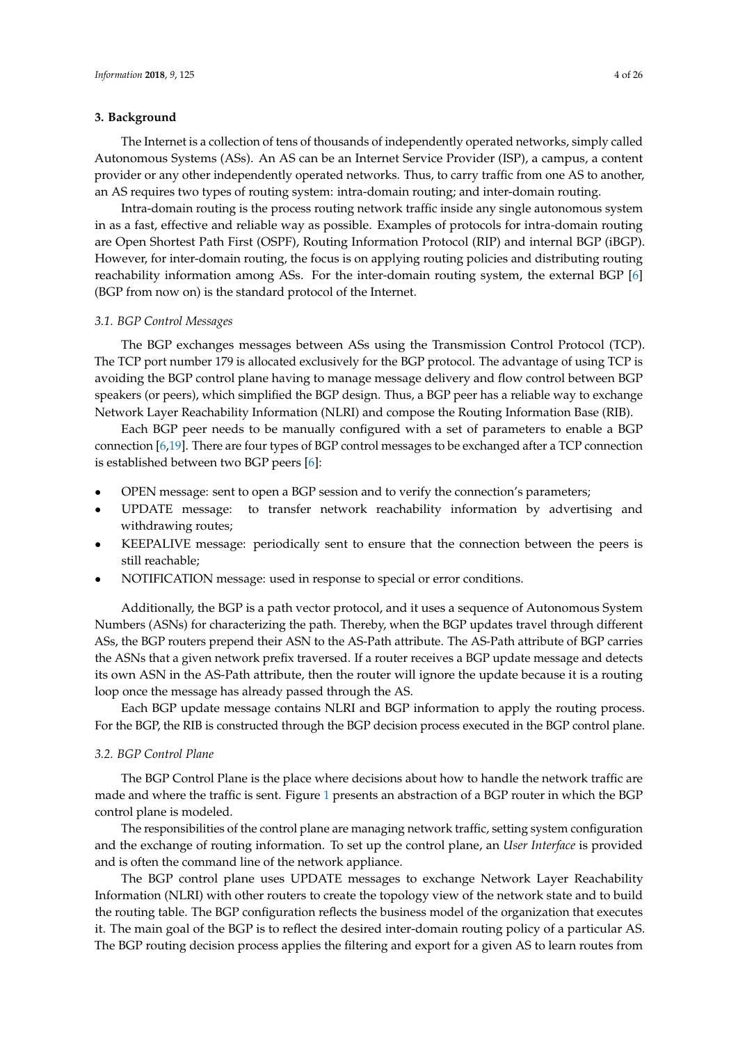## 3. Background

The Internet is a collection of tens of thousands of independently operated networks, simply called Autonomous Systems (ASs). An AS can be an Internet Service Provider (ISP), a campus, a content provider or any other independently operated networks. Thus, to carry traffic from one AS to another, an AS requires two types of routing system: intra-domain routing; and inter-domain routing.

Intra-domain routing is the process routing network traffic inside any single autonomous system in as a fast, effective and reliable way as possible. Examples of protocols for intra-domain routing are Open Shortest Path First (OSPF), Routing Information Protocol (RIP) and internal BGP (iBGP). However, for inter-domain routing, the focus is on applying routing policies and distributing routing reachability information among ASs. For the inter-domain routing system, the external BGP [6] (BGP from now on) is the standard protocol of the Internet.

### *3.1. BGP Control Messages*

The BGP exchanges messages between ASs using the Transmission Control Protocol (TCP). The TCP port number 179 is allocated exclusively for the BGP protocol. The advantage of using TCP is avoiding the BGP control plane having to manage message delivery and flow control between BGP speakers (or peers), which simplified the BGP design. Thus, a BGP peer has a reliable way to exchange Network Layer Reachability Information (NLRI) and compose the Routing Information Base (RIB).

Each BGP peer needs to be manually configured with a set of parameters to enable a BGP connection [6,19]. There are four types of BGP control messages to be exchanged after a TCP connection is established between two BGP peers [6]:

- OPEN message: sent to open a BGP session and to verify the connection's parameters;
- UPDATE message: to transfer network reachability information by advertising and withdrawing routes;
- KEEPALIVE message: periodically sent to ensure that the connection between the peers is still reachable;
- NOTIFICATION message: used in response to special or error conditions.

Additionally, the BGP is a path vector protocol, and it uses a sequence of Autonomous System Numbers (ASNs) for characterizing the path. Thereby, when the BGP updates travel through different ASs, the BGP routers prepend their ASN to the AS-Path attribute. The AS-Path attribute of BGP carries the ASNs that a given network prefix traversed. If a router receives a BGP update message and detects its own ASN in the AS-Path attribute, then the router will ignore the update because it is a routing loop once the message has already passed through the AS.

Each BGP update message contains NLRI and BGP information to apply the routing process. For the BGP, the RIB is constructed through the BGP decision process executed in the BGP control plane.

### *3.2. BGP Control Plane*

The BGP Control Plane is the place where decisions about how to handle the network traffic are made and where the traffic is sent. Figure 1 presents an abstraction of a BGP router in which the BGP control plane is modeled.

The responsibilities of the control plane are managing network traffic, setting system configuration and the exchange of routing information. To set up the control plane, an *User Interface* is provided and is often the command line of the network appliance.

The BGP control plane uses UPDATE messages to exchange Network Layer Reachability Information (NLRI) with other routers to create the topology view of the network state and to build the routing table. The BGP configuration reflects the business model of the organization that executes it. The main goal of the BGP is to reflect the desired inter-domain routing policy of a particular AS. The BGP routing decision process applies the filtering and export for a given AS to learn routes from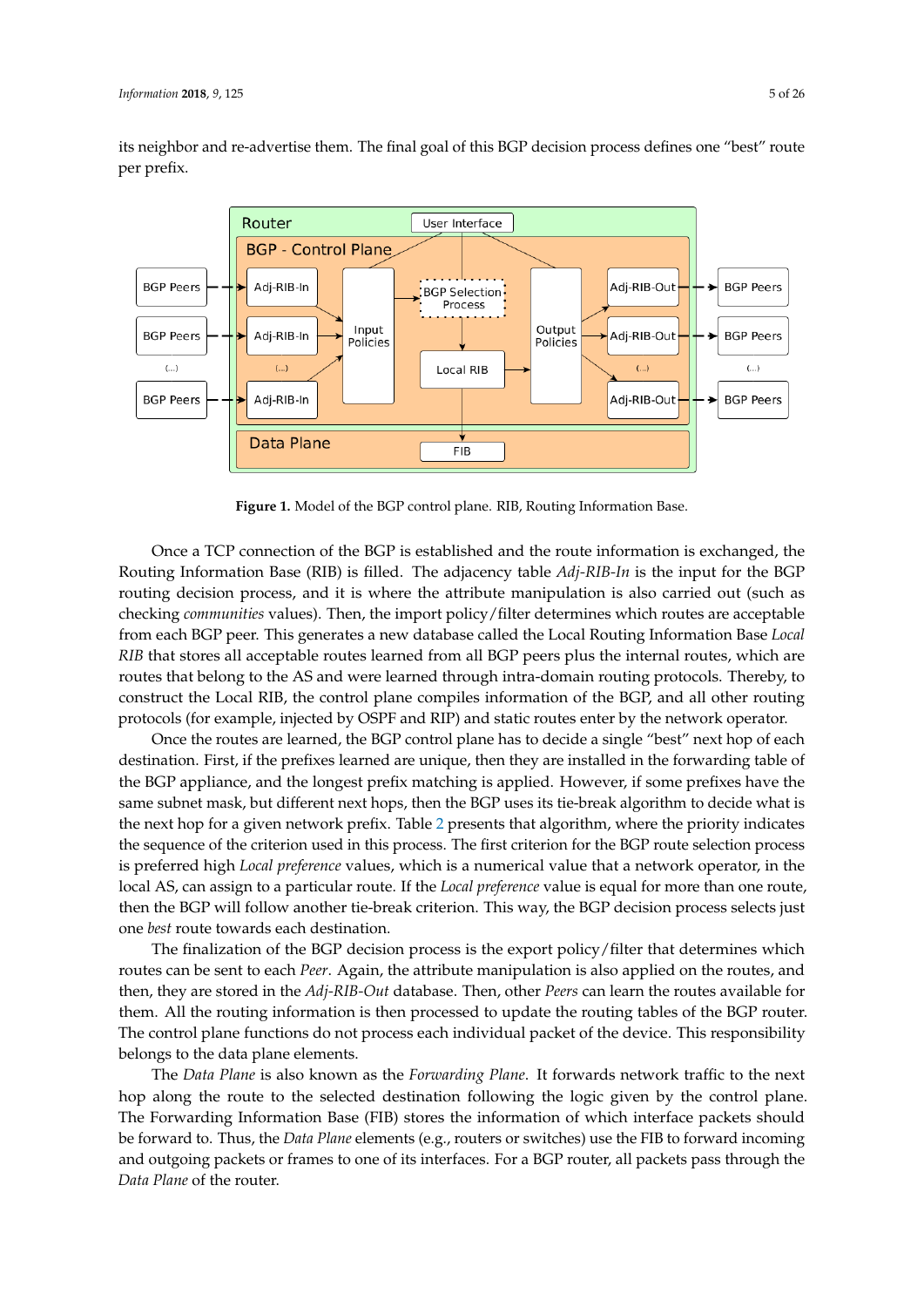its neighbor and re-advertise them. The final goal of this BGP decision process defines one "best" route per prefix.

**Figure 1.** Model of the BGP control plane. RIB, Routing Information Base.

Once a TCP connection of the BGP is established and the route information is exchanged, the Routing Information Base (RIB) is filled. The adjacency table *Adj-RIB-In* is the input for the BGP routing decision process, and it is where the attribute manipulation is also carried out (such as checking *communities* values). Then, the import policy/filter determines which routes are acceptable from each BGP peer. This generates a new database called the Local Routing Information Base *Local RIB* that stores all acceptable routes learned from all BGP peers plus the internal routes, which are routes that belong to the AS and were learned through intra-domain routing protocols. Thereby, to construct the Local RIB, the control plane compiles information of the BGP, and all other routing protocols (for example, injected by OSPF and RIP) and static routes enter by the network operator.

Once the routes are learned, the BGP control plane has to decide a single "best" next hop of each destination. First, if the prefixes learned are unique, then they are installed in the forwarding table of the BGP appliance, and the longest prefix matching is applied. However, if some prefixes have the same subnet mask, but different next hops, then the BGP uses its tie-break algorithm to decide what is the next hop for a given network prefix. Table 2 presents that algorithm, where the priority indicates the sequence of the criterion used in this process. The first criterion for the BGP route selection process is preferred high *Local preference* values, which is a numerical value that a network operator, in the local AS, can assign to a particular route. If the *Local preference* value is equal for more than one route, then the BGP will follow another tie-break criterion. This way, the BGP decision process selects just one *best* route towards each destination.

The finalization of the BGP decision process is the export policy/filter that determines which routes can be sent to each *Peer*. Again, the attribute manipulation is also applied on the routes, and then, they are stored in the *Adj-RIB-Out* database. Then, other *Peers* can learn the routes available for them. All the routing information is then processed to update the routing tables of the BGP router. The control plane functions do not process each individual packet of the device. This responsibility belongs to the data plane elements.

The *Data Plane* is also known as the *Forwarding Plane*. It forwards network traffic to the next hop along the route to the selected destination following the logic given by the control plane. The Forwarding Information Base (FIB) stores the information of which interface packets should be forward to. Thus, the *Data Plane* elements (e.g., routers or switches) use the FIB to forward incoming and outgoing packets or frames to one of its interfaces. For a BGP router, all packets pass through the *Data Plane* of the router.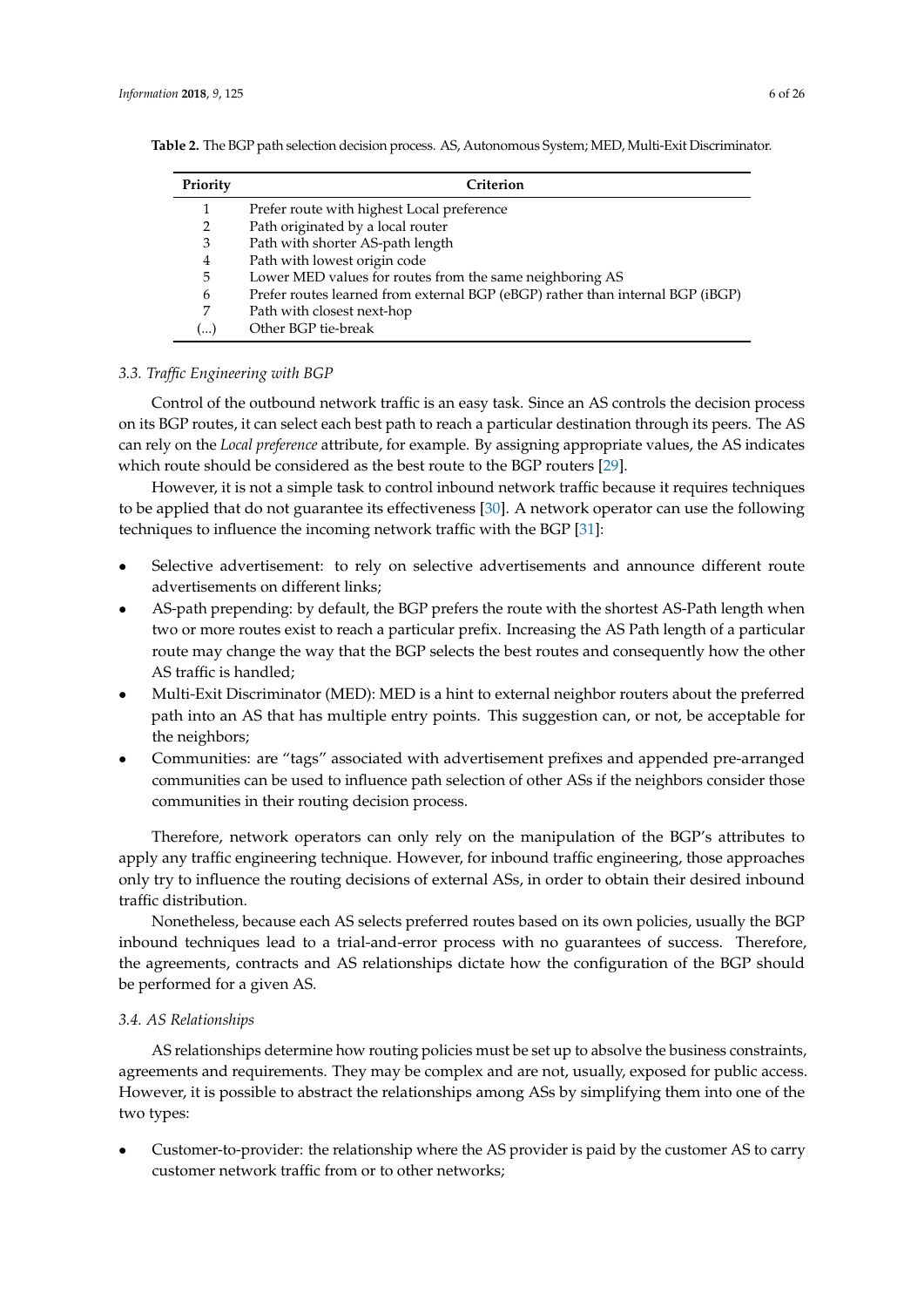**Table 2.** The BGP path selection decision process. AS, Autonomous System; MED, Multi-Exit Discriminator.

| Priority | Criterion |
|---|---|
| 1 | Prefer route with highest Local preference |
| 2 | Path originated by a local router |
| 3 | Path with shorter AS-path length |
| 4 | Path with lowest origin code |
| 5 | Lower MED values for routes from the same neighboring AS |
| 6 | Prefer routes learned from external BGP (eBGP) rather than internal BGP (iBGP) |
| 7 | Path with closest next-hop |
| (...) | Other BGP tie-break |

### 3.3. Traffic Engineering with BGP

Control of the outbound network traffic is an easy task. Since an AS controls the decision process on its BGP routes, it can select each best path to reach a particular destination through its peers. The AS can rely on the *Local preference* attribute, for example. By assigning appropriate values, the AS indicates which route should be considered as the best route to the BGP routers [29].

However, it is not a simple task to control inbound network traffic because it requires techniques to be applied that do not guarantee its effectiveness [30]. A network operator can use the following techniques to influence the incoming network traffic with the BGP [31]:

- Selective advertisement: to rely on selective advertisements and announce different route advertisements on different links;
- AS-path prepending: by default, the BGP prefers the route with the shortest AS-Path length when two or more routes exist to reach a particular prefix. Increasing the AS Path length of a particular route may change the way that the BGP selects the best routes and consequently how the other AS traffic is handled;
- Multi-Exit Discriminator (MED): MED is a hint to external neighbor routers about the preferred path into an AS that has multiple entry points. This suggestion can, or not, be acceptable for the neighbors;
- Communities: are "tags" associated with advertisement prefixes and appended pre-arranged communities can be used to influence path selection of other ASs if the neighbors consider those communities in their routing decision process.

Therefore, network operators can only rely on the manipulation of the BGP's attributes to apply any traffic engineering technique. However, for inbound traffic engineering, those approaches only try to influence the routing decisions of external ASs, in order to obtain their desired inbound traffic distribution.

Nonetheless, because each AS selects preferred routes based on its own policies, usually the BGP inbound techniques lead to a trial-and-error process with no guarantees of success. Therefore, the agreements, contracts and AS relationships dictate how the configuration of the BGP should be performed for a given AS.

### 3.4. AS Relationships

AS relationships determine how routing policies must be set up to absolve the business constraints, agreements and requirements. They may be complex and are not, usually, exposed for public access. However, it is possible to abstract the relationships among ASs by simplifying them into one of the two types:

- Customer-to-provider: the relationship where the AS provider is paid by the customer AS to carry customer network traffic from or to other networks;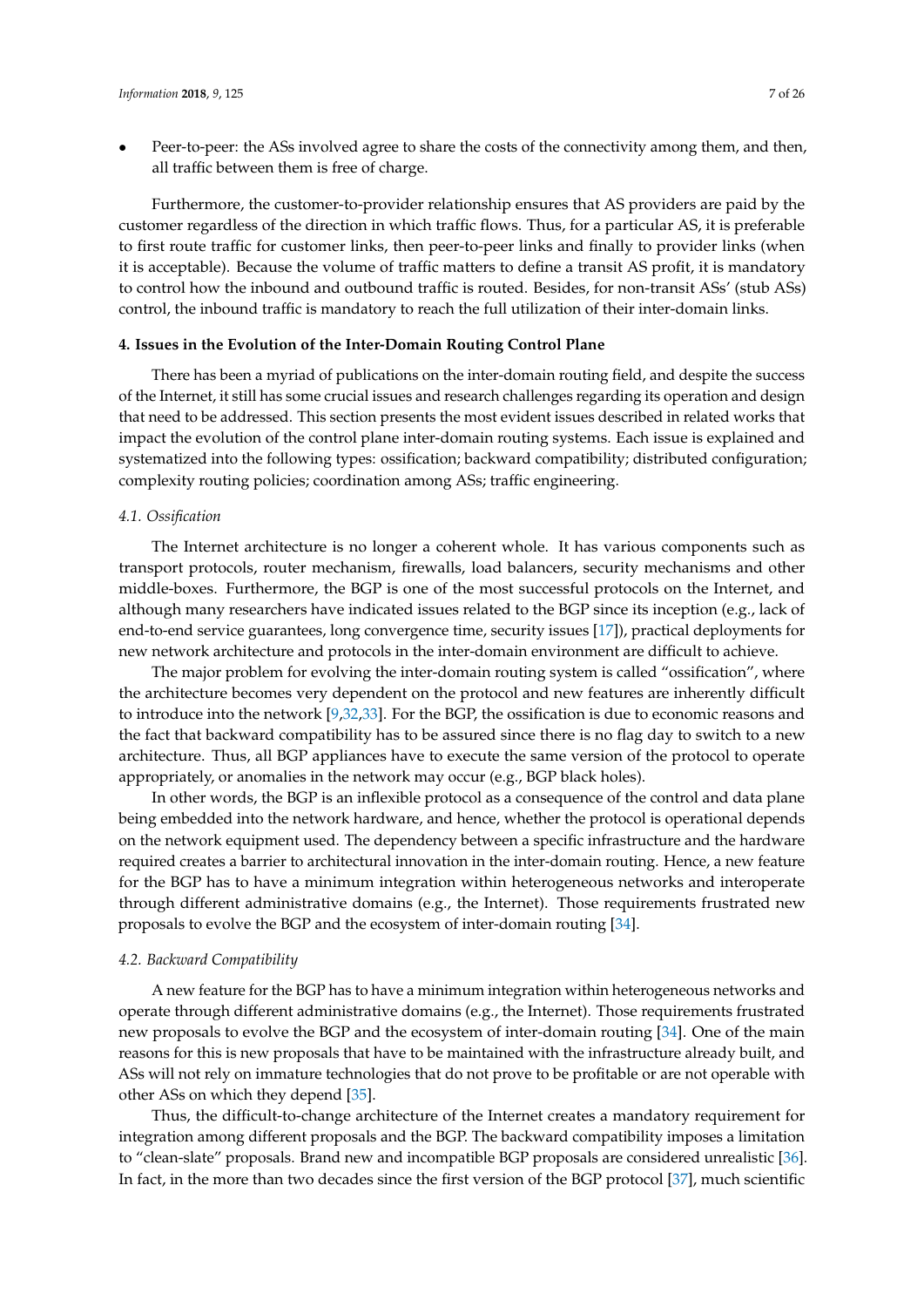- Peer-to-peer: the ASs involved agree to share the costs of the connectivity among them, and then, all traffic between them is free of charge.

Furthermore, the customer-to-provider relationship ensures that AS providers are paid by the customer regardless of the direction in which traffic flows. Thus, for a particular AS, it is preferable to first route traffic for customer links, then peer-to-peer links and finally to provider links (when it is acceptable). Because the volume of traffic matters to define a transit AS profit, it is mandatory to control how the inbound and outbound traffic is routed. Besides, for non-transit ASs' (stub ASs) control, the inbound traffic is mandatory to reach the full utilization of their inter-domain links.

## 4. Issues in the Evolution of the Inter-Domain Routing Control Plane

There has been a myriad of publications on the inter-domain routing field, and despite the success of the Internet, it still has some crucial issues and research challenges regarding its operation and design that need to be addressed. This section presents the most evident issues described in related works that impact the evolution of the control plane inter-domain routing systems. Each issue is explained and systematized into the following types: ossification; backward compatibility; distributed configuration; complexity routing policies; coordination among ASs; traffic engineering.

### *4.1. Ossification*

The Internet architecture is no longer a coherent whole. It has various components such as transport protocols, router mechanism, firewalls, load balancers, security mechanisms and other middle-boxes. Furthermore, the BGP is one of the most successful protocols on the Internet, and although many researchers have indicated issues related to the BGP since its inception (e.g., lack of end-to-end service guarantees, long convergence time, security issues [17]), practical deployments for new network architecture and protocols in the inter-domain environment are difficult to achieve.

The major problem for evolving the inter-domain routing system is called "ossification", where the architecture becomes very dependent on the protocol and new features are inherently difficult to introduce into the network [9,32,33]. For the BGP, the ossification is due to economic reasons and the fact that backward compatibility has to be assured since there is no flag day to switch to a new architecture. Thus, all BGP appliances have to execute the same version of the protocol to operate appropriately, or anomalies in the network may occur (e.g., BGP black holes).

In other words, the BGP is an inflexible protocol as a consequence of the control and data plane being embedded into the network hardware, and hence, whether the protocol is operational depends on the network equipment used. The dependency between a specific infrastructure and the hardware required creates a barrier to architectural innovation in the inter-domain routing. Hence, a new feature for the BGP has to have a minimum integration within heterogeneous networks and interoperate through different administrative domains (e.g., the Internet). Those requirements frustrated new proposals to evolve the BGP and the ecosystem of inter-domain routing [34].

### *4.2. Backward Compatibility*

A new feature for the BGP has to have a minimum integration within heterogeneous networks and operate through different administrative domains (e.g., the Internet). Those requirements frustrated new proposals to evolve the BGP and the ecosystem of inter-domain routing [34]. One of the main reasons for this is new proposals that have to be maintained with the infrastructure already built, and ASs will not rely on immature technologies that do not prove to be profitable or are not operable with other ASs on which they depend [35].

Thus, the difficult-to-change architecture of the Internet creates a mandatory requirement for integration among different proposals and the BGP. The backward compatibility imposes a limitation to "clean-slate" proposals. Brand new and incompatible BGP proposals are considered unrealistic [36]. In fact, in the more than two decades since the first version of the BGP protocol [37], much scientific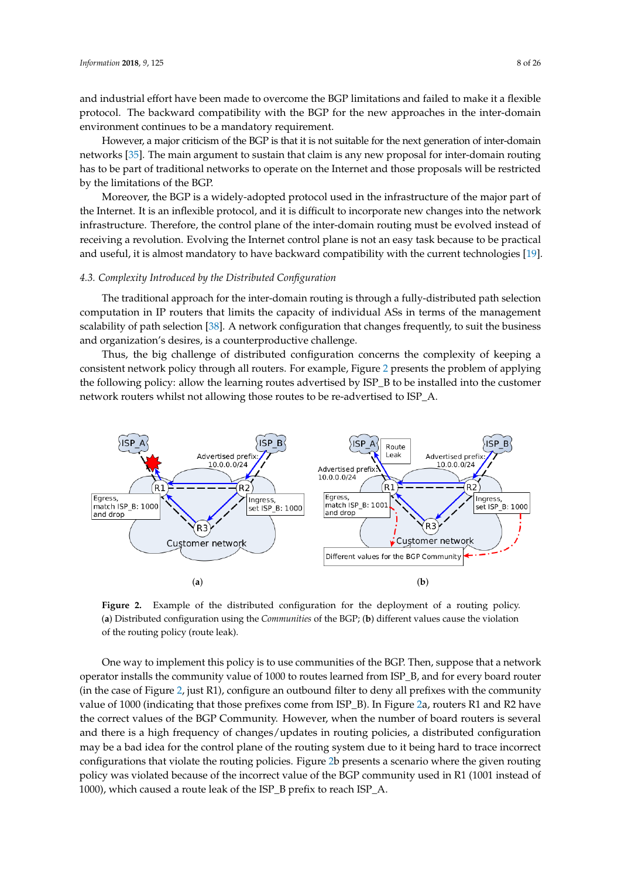and industrial effort have been made to overcome the BGP limitations and failed to make it a flexible protocol. The backward compatibility with the BGP for the new approaches in the inter-domain environment continues to be a mandatory requirement.

However, a major criticism of the BGP is that it is not suitable for the next generation of inter-domain networks [35]. The main argument to sustain that claim is any new proposal for inter-domain routing has to be part of traditional networks to operate on the Internet and those proposals will be restricted by the limitations of the BGP.

Moreover, the BGP is a widely-adopted protocol used in the infrastructure of the major part of the Internet. It is an inflexible protocol, and it is difficult to incorporate new changes into the network infrastructure. Therefore, the control plane of the inter-domain routing must be evolved instead of receiving a revolution. Evolving the Internet control plane is not an easy task because to be practical and useful, it is almost mandatory to have backward compatibility with the current technologies [19].

### 4.3. Complexity Introduced by the Distributed Configuration

The traditional approach for the inter-domain routing is through a fully-distributed path selection computation in IP routers that limits the capacity of individual ASs in terms of the management scalability of path selection [38]. A network configuration that changes frequently, to suit the business and organization's desires, is a counterproductive challenge.

Thus, the big challenge of distributed configuration concerns the complexity of keeping a consistent network policy through all routers. For example, Figure 2 presents the problem of applying the following policy: allow the learning routes advertised by ISP_B to be installed into the customer network routers whilst not allowing those routes to be re-advertised to ISP_A.

**Figure 2.** Example of the distributed configuration for the deployment of a routing policy. (**a**) Distributed configuration using the *Communities* of the BGP; (**b**) different values cause the violation of the routing policy (route leak).

One way to implement this policy is to use communities of the BGP. Then, suppose that a network operator installs the community value of 1000 to routes learned from ISP_B, and for every board router (in the case of Figure 2, just R1), configure an outbound filter to deny all prefixes with the community value of 1000 (indicating that those prefixes come from ISP_B). In Figure 2a, routers R1 and R2 have the correct values of the BGP Community. However, when the number of board routers is several and there is a high frequency of changes/updates in routing policies, a distributed configuration may be a bad idea for the control plane of the routing system due to it being hard to trace incorrect configurations that violate the routing policies. Figure 2b presents a scenario where the given routing policy was violated because of the incorrect value of the BGP community used in R1 (1001 instead of 1000), which caused a route leak of the ISP_B prefix to reach ISP_A.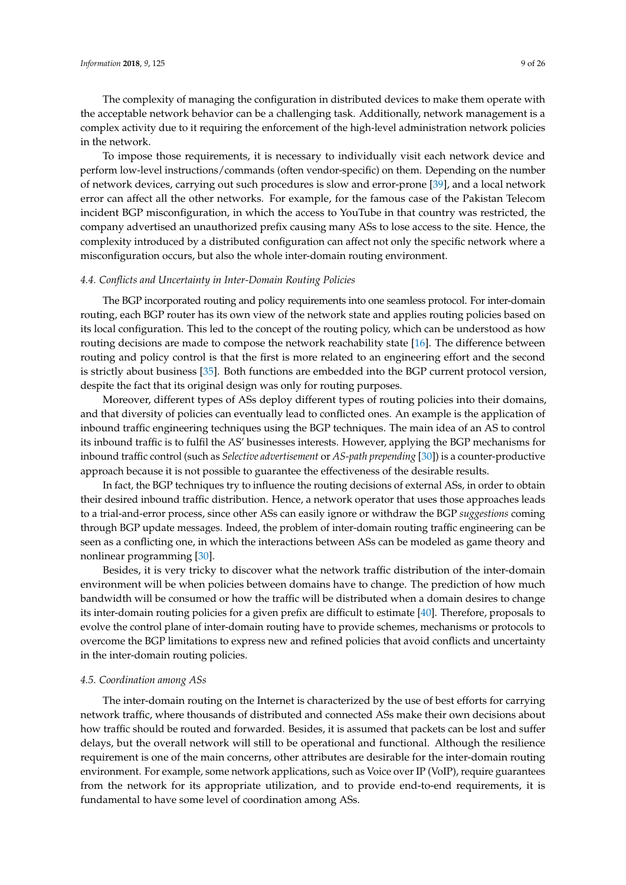The complexity of managing the configuration in distributed devices to make them operate with the acceptable network behavior can be a challenging task. Additionally, network management is a complex activity due to it requiring the enforcement of the high-level administration network policies in the network.

To impose those requirements, it is necessary to individually visit each network device and perform low-level instructions/commands (often vendor-specific) on them. Depending on the number of network devices, carrying out such procedures is slow and error-prone [39], and a local network error can affect all the other networks. For example, for the famous case of the Pakistan Telecom incident BGP misconfiguration, in which the access to YouTube in that country was restricted, the company advertised an unauthorized prefix causing many ASs to lose access to the site. Hence, the complexity introduced by a distributed configuration can affect not only the specific network where a misconfiguration occurs, but also the whole inter-domain routing environment.

### *4.4. Conflicts and Uncertainty in Inter-Domain Routing Policies*

The BGP incorporated routing and policy requirements into one seamless protocol. For inter-domain routing, each BGP router has its own view of the network state and applies routing policies based on its local configuration. This led to the concept of the routing policy, which can be understood as how routing decisions are made to compose the network reachability state [16]. The difference between routing and policy control is that the first is more related to an engineering effort and the second is strictly about business [35]. Both functions are embedded into the BGP current protocol version, despite the fact that its original design was only for routing purposes.

Moreover, different types of ASs deploy different types of routing policies into their domains, and that diversity of policies can eventually lead to conflicted ones. An example is the application of inbound traffic engineering techniques using the BGP techniques. The main idea of an AS to control its inbound traffic is to fulfil the AS' businesses interests. However, applying the BGP mechanisms for inbound traffic control (such as *Selective advertisement* or *AS-path prepending* [30]) is a counter-productive approach because it is not possible to guarantee the effectiveness of the desirable results.

In fact, the BGP techniques try to influence the routing decisions of external ASs, in order to obtain their desired inbound traffic distribution. Hence, a network operator that uses those approaches leads to a trial-and-error process, since other ASs can easily ignore or withdraw the BGP *suggestions* coming through BGP update messages. Indeed, the problem of inter-domain routing traffic engineering can be seen as a conflicting one, in which the interactions between ASs can be modeled as game theory and nonlinear programming [30].

Besides, it is very tricky to discover what the network traffic distribution of the inter-domain environment will be when policies between domains have to change. The prediction of how much bandwidth will be consumed or how the traffic will be distributed when a domain desires to change its inter-domain routing policies for a given prefix are difficult to estimate [40]. Therefore, proposals to evolve the control plane of inter-domain routing have to provide schemes, mechanisms or protocols to overcome the BGP limitations to express new and refined policies that avoid conflicts and uncertainty in the inter-domain routing policies.

### *4.5. Coordination among ASs*

The inter-domain routing on the Internet is characterized by the use of best efforts for carrying network traffic, where thousands of distributed and connected ASs make their own decisions about how traffic should be routed and forwarded. Besides, it is assumed that packets can be lost and suffer delays, but the overall network will still to be operational and functional. Although the resilience requirement is one of the main concerns, other attributes are desirable for the inter-domain routing environment. For example, some network applications, such as Voice over IP (VoIP), require guarantees from the network for its appropriate utilization, and to provide end-to-end requirements, it is fundamental to have some level of coordination among ASs.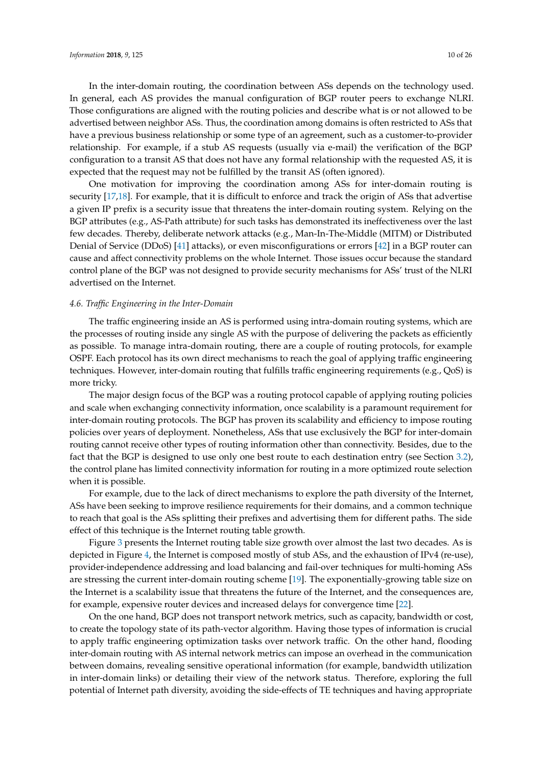In the inter-domain routing, the coordination between ASs depends on the technology used. In general, each AS provides the manual configuration of BGP router peers to exchange NLRI. Those configurations are aligned with the routing policies and describe what is or not allowed to be advertised between neighbor ASs. Thus, the coordination among domains is often restricted to ASs that have a previous business relationship or some type of an agreement, such as a customer-to-provider relationship. For example, if a stub AS requests (usually via e-mail) the verification of the BGP configuration to a transit AS that does not have any formal relationship with the requested AS, it is expected that the request may not be fulfilled by the transit AS (often ignored).

One motivation for improving the coordination among ASs for inter-domain routing is security [17,18]. For example, that it is difficult to enforce and track the origin of ASs that advertise a given IP prefix is a security issue that threatens the inter-domain routing system. Relying on the BGP attributes (e.g., AS-Path attribute) for such tasks has demonstrated its ineffectiveness over the last few decades. Thereby, deliberate network attacks (e.g., Man-In-The-Middle (MITM) or Distributed Denial of Service (DDoS) [41] attacks), or even misconfigurations or errors [42] in a BGP router can cause and affect connectivity problems on the whole Internet. Those issues occur because the standard control plane of the BGP was not designed to provide security mechanisms for ASs' trust of the NLRI advertised on the Internet.

### *4.6. Traffic Engineering in the Inter-Domain*

The traffic engineering inside an AS is performed using intra-domain routing systems, which are the processes of routing inside any single AS with the purpose of delivering the packets as efficiently as possible. To manage intra-domain routing, there are a couple of routing protocols, for example OSPF. Each protocol has its own direct mechanisms to reach the goal of applying traffic engineering techniques. However, inter-domain routing that fulfills traffic engineering requirements (e.g., QoS) is more tricky.

The major design focus of the BGP was a routing protocol capable of applying routing policies and scale when exchanging connectivity information, once scalability is a paramount requirement for inter-domain routing protocols. The BGP has proven its scalability and efficiency to impose routing policies over years of deployment. Nonetheless, ASs that use exclusively the BGP for inter-domain routing cannot receive other types of routing information other than connectivity. Besides, due to the fact that the BGP is designed to use only one best route to each destination entry (see Section 3.2), the control plane has limited connectivity information for routing in a more optimized route selection when it is possible.

For example, due to the lack of direct mechanisms to explore the path diversity of the Internet, ASs have been seeking to improve resilience requirements for their domains, and a common technique to reach that goal is the ASs splitting their prefixes and advertising them for different paths. The side effect of this technique is the Internet routing table growth.

Figure 3 presents the Internet routing table size growth over almost the last two decades. As is depicted in Figure 4, the Internet is composed mostly of stub ASs, and the exhaustion of IPv4 (re-use), provider-independence addressing and load balancing and fail-over techniques for multi-homing ASs are stressing the current inter-domain routing scheme [19]. The exponentially-growing table size on the Internet is a scalability issue that threatens the future of the Internet, and the consequences are, for example, expensive router devices and increased delays for convergence time [22].

On the one hand, BGP does not transport network metrics, such as capacity, bandwidth or cost, to create the topology state of its path-vector algorithm. Having those types of information is crucial to apply traffic engineering optimization tasks over network traffic. On the other hand, flooding inter-domain routing with AS internal network metrics can impose an overhead in the communication between domains, revealing sensitive operational information (for example, bandwidth utilization in inter-domain links) or detailing their view of the network status. Therefore, exploring the full potential of Internet path diversity, avoiding the side-effects of TE techniques and having appropriate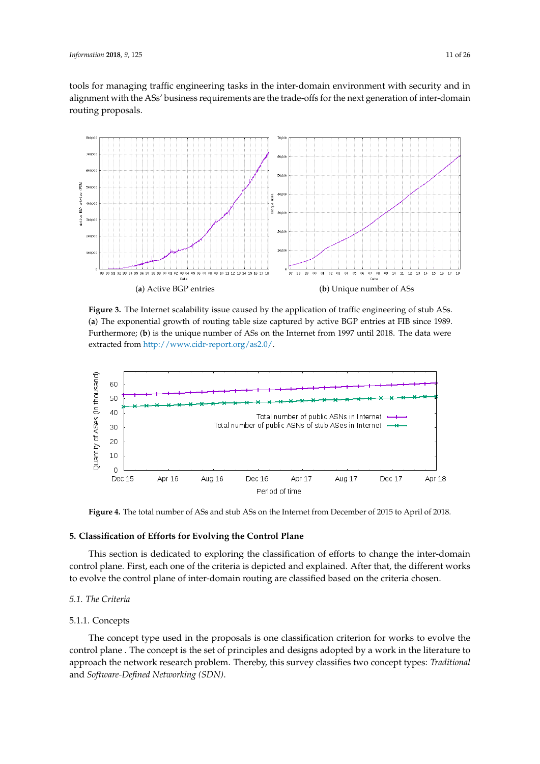tools for managing traffic engineering tasks in the inter-domain environment with security and in alignment with the ASs' business requirements are the trade-offs for the next generation of inter-domain routing proposals.

(**a**) Active BGP entries

(**b**) Unique number of ASs

**Figure 3.** The Internet scalability issue caused by the application of traffic engineering of stub ASs. (**a**) The exponential growth of routing table size captured by active BGP entries at FIB since 1989. Furthermore; (**b**) is the unique number of ASs on the Internet from 1997 until 2018. The data were extracted from http://www.cidr-report.org/as2.0/.

**Figure 4.** The total number of ASs and stub ASs on the Internet from December of 2015 to April of 2018.

## 5. Classification of Efforts for Evolving the Control Plane

This section is dedicated to exploring the classification of efforts to change the inter-domain control plane. First, each one of the criteria is depicted and explained. After that, the different works to evolve the control plane of inter-domain routing are classified based on the criteria chosen.

### *5.1. The Criteria*

#### 5.1.1. Concepts

The concept type used in the proposals is one classification criterion for works to evolve the control plane . The concept is the set of principles and designs adopted by a work in the literature to approach the network research problem. Thereby, this survey classifies two concept types: *Traditional* and *Software-Defined Networking (SDN)*.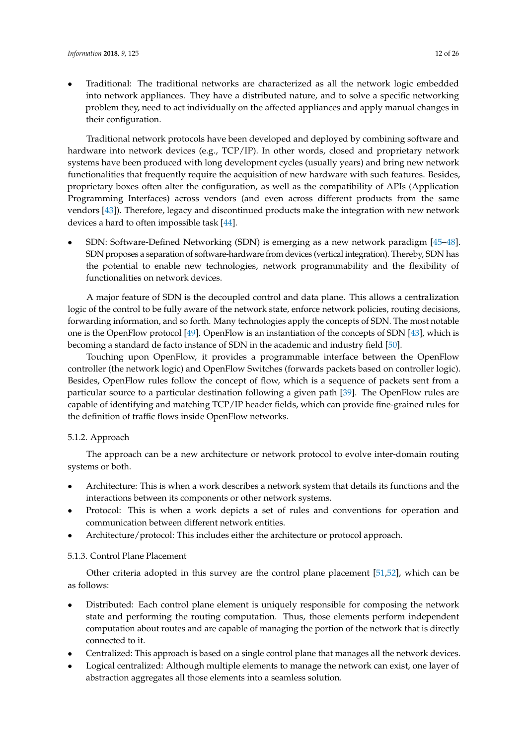- Traditional: The traditional networks are characterized as all the network logic embedded into network appliances. They have a distributed nature, and to solve a specific networking problem they, need to act individually on the affected appliances and apply manual changes in their configuration.

Traditional network protocols have been developed and deployed by combining software and hardware into network devices (e.g., TCP/IP). In other words, closed and proprietary network systems have been produced with long development cycles (usually years) and bring new network functionalities that frequently require the acquisition of new hardware with such features. Besides, proprietary boxes often alter the configuration, as well as the compatibility of APIs (Application Programming Interfaces) across vendors (and even across different products from the same vendors [43]). Therefore, legacy and discontinued products make the integration with new network devices a hard to often impossible task [44].

- SDN: Software-Defined Networking (SDN) is emerging as a new network paradigm [45–48]. SDN proposes a separation of software-hardware from devices (vertical integration). Thereby, SDN has the potential to enable new technologies, network programmability and the flexibility of functionalities on network devices.

A major feature of SDN is the decoupled control and data plane. This allows a centralization logic of the control to be fully aware of the network state, enforce network policies, routing decisions, forwarding information, and so forth. Many technologies apply the concepts of SDN. The most notable one is the OpenFlow protocol [49]. OpenFlow is an instantiation of the concepts of SDN [43], which is becoming a standard de facto instance of SDN in the academic and industry field [50].

Touching upon OpenFlow, it provides a programmable interface between the OpenFlow controller (the network logic) and OpenFlow Switches (forwards packets based on controller logic). Besides, OpenFlow rules follow the concept of flow, which is a sequence of packets sent from a particular source to a particular destination following a given path [39]. The OpenFlow rules are capable of identifying and matching TCP/IP header fields, which can provide fine-grained rules for the definition of traffic flows inside OpenFlow networks.

#### 5.1.2. Approach

The approach can be a new architecture or network protocol to evolve inter-domain routing systems or both.

- Architecture: This is when a work describes a network system that details its functions and the interactions between its components or other network systems.
- Protocol: This is when a work depicts a set of rules and conventions for operation and communication between different network entities.
- Architecture/protocol: This includes either the architecture or protocol approach.

#### 5.1.3. Control Plane Placement

Other criteria adopted in this survey are the control plane placement [51,52], which can be as follows:

- Distributed: Each control plane element is uniquely responsible for composing the network state and performing the routing computation. Thus, those elements perform independent computation about routes and are capable of managing the portion of the network that is directly connected to it.
- Centralized: This approach is based on a single control plane that manages all the network devices.
- Logical centralized: Although multiple elements to manage the network can exist, one layer of abstraction aggregates all those elements into a seamless solution.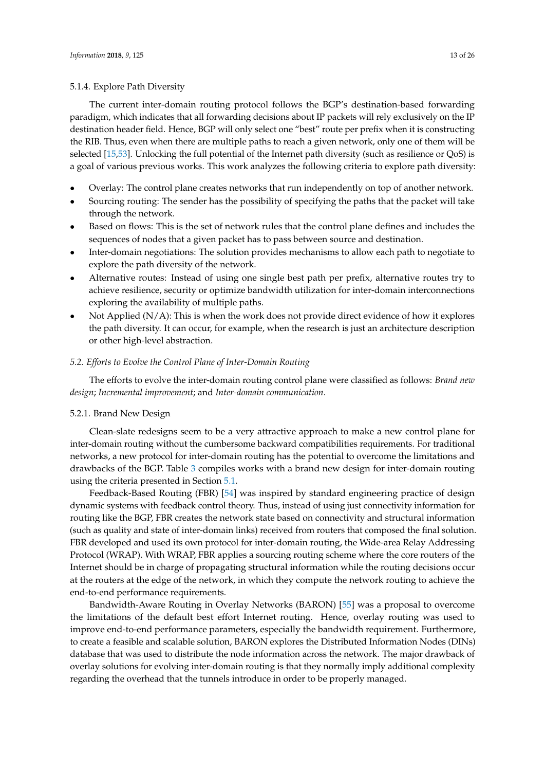#### 5.1.4. Explore Path Diversity

The current inter-domain routing protocol follows the BGP's destination-based forwarding paradigm, which indicates that all forwarding decisions about IP packets will rely exclusively on the IP destination header field. Hence, BGP will only select one "best" route per prefix when it is constructing the RIB. Thus, even when there are multiple paths to reach a given network, only one of them will be selected [15,53]. Unlocking the full potential of the Internet path diversity (such as resilience or QoS) is a goal of various previous works. This work analyzes the following criteria to explore path diversity:

- Overlay: The control plane creates networks that run independently on top of another network.
- Sourcing routing: The sender has the possibility of specifying the paths that the packet will take through the network.
- Based on flows: This is the set of network rules that the control plane defines and includes the sequences of nodes that a given packet has to pass between source and destination.
- Inter-domain negotiations: The solution provides mechanisms to allow each path to negotiate to explore the path diversity of the network.
- Alternative routes: Instead of using one single best path per prefix, alternative routes try to achieve resilience, security or optimize bandwidth utilization for inter-domain interconnections exploring the availability of multiple paths.
- Not Applied (N/A): This is when the work does not provide direct evidence of how it explores the path diversity. It can occur, for example, when the research is just an architecture description or other high-level abstraction.

### *5.2. Efforts to Evolve the Control Plane of Inter-Domain Routing*

The efforts to evolve the inter-domain routing control plane were classified as follows: *Brand new design*; *Incremental improvement*; and *Inter-domain communication*.

#### 5.2.1. Brand New Design

Clean-slate redesigns seem to be a very attractive approach to make a new control plane for inter-domain routing without the cumbersome backward compatibilities requirements. For traditional networks, a new protocol for inter-domain routing has the potential to overcome the limitations and drawbacks of the BGP. Table 3 compiles works with a brand new design for inter-domain routing using the criteria presented in Section 5.1.

Feedback-Based Routing (FBR) [54] was inspired by standard engineering practice of design dynamic systems with feedback control theory. Thus, instead of using just connectivity information for routing like the BGP, FBR creates the network state based on connectivity and structural information (such as quality and state of inter-domain links) received from routers that composed the final solution. FBR developed and used its own protocol for inter-domain routing, the Wide-area Relay Addressing Protocol (WRAP). With WRAP, FBR applies a sourcing routing scheme where the core routers of the Internet should be in charge of propagating structural information while the routing decisions occur at the routers at the edge of the network, in which they compute the network routing to achieve the end-to-end performance requirements.

Bandwidth-Aware Routing in Overlay Networks (BARON) [55] was a proposal to overcome the limitations of the default best effort Internet routing. Hence, overlay routing was used to improve end-to-end performance parameters, especially the bandwidth requirement. Furthermore, to create a feasible and scalable solution, BARON explores the Distributed Information Nodes (DINs) database that was used to distribute the node information across the network. The major drawback of overlay solutions for evolving inter-domain routing is that they normally imply additional complexity regarding the overhead that the tunnels introduce in order to be properly managed.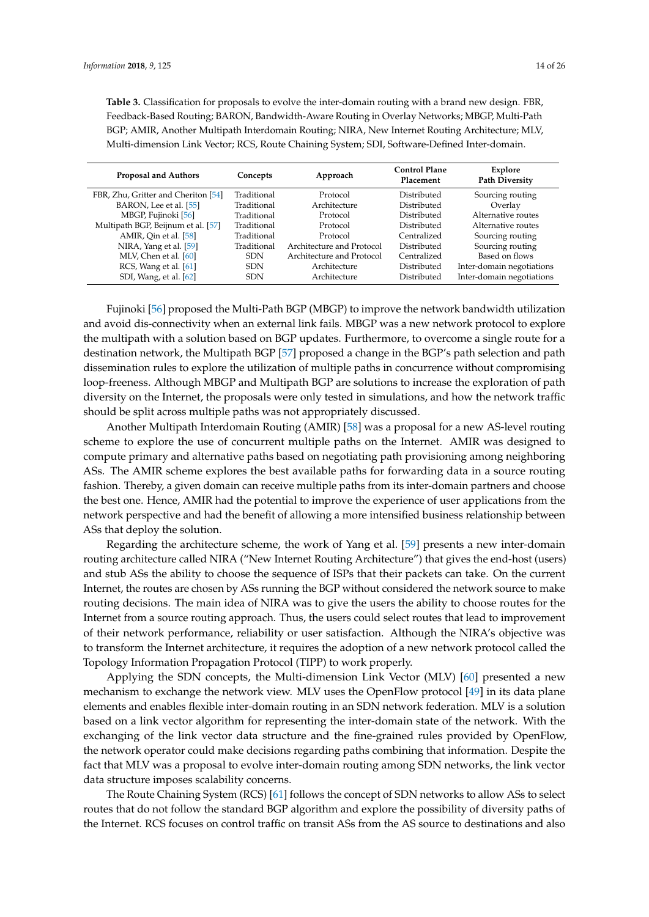**Table 3.** Classification for proposals to evolve the inter-domain routing with a brand new design. FBR, Feedback-Based Routing; BARON, Bandwidth-Aware Routing in Overlay Networks; MBGP, Multi-Path BGP; AMIR, Another Multipath Interdomain Routing; NIRA, New Internet Routing Architecture; MLV, Multi-dimension Link Vector; RCS, Route Chaining System; SDI, Software-Defined Inter-domain.

| Proposal and Authors | Concepts | Approach | Control Plane Placement | Explore Path Diversity |
|---|---|---|---|---|
| FBR, Zhu, Gritter and Cheriton [54] | Traditional | Protocol | Distributed | Sourcing routing |
| BARON, Lee et al. [55] | Traditional | Architecture | Distributed | Overlay |
| MBGP, Fujinoki [56] | Traditional | Protocol | Distributed | Alternative routes |
| Multipath BGP, Beijnum et al. [57] | Traditional | Protocol | Distributed | Alternative routes |
| AMIR, Qin et al. [58] | Traditional | Protocol | Centralized | Sourcing routing |
| NIRA, Yang et al. [59] | Traditional | Architecture and Protocol | Distributed | Sourcing routing |
| MLV, Chen et al. [60] | SDN | Architecture and Protocol | Centralized | Based on flows |
| RCS, Wang et al. [61] | SDN | Architecture | Distributed | Inter-domain negotiations |
| SDI, Wang, et al. [62] | SDN | Architecture | Distributed | Inter-domain negotiations |

Fujinoki [56] proposed the Multi-Path BGP (MBGP) to improve the network bandwidth utilization and avoid dis-connectivity when an external link fails. MBGP was a new network protocol to explore the multipath with a solution based on BGP updates. Furthermore, to overcome a single route for a destination network, the Multipath BGP [57] proposed a change in the BGP's path selection and path dissemination rules to explore the utilization of multiple paths in concurrence without compromising loop-freeness. Although MBGP and Multipath BGP are solutions to increase the exploration of path diversity on the Internet, the proposals were only tested in simulations, and how the network traffic should be split across multiple paths was not appropriately discussed.

Another Multipath Interdomain Routing (AMIR) [58] was a proposal for a new AS-level routing scheme to explore the use of concurrent multiple paths on the Internet. AMIR was designed to compute primary and alternative paths based on negotiating path provisioning among neighboring ASs. The AMIR scheme explores the best available paths for forwarding data in a source routing fashion. Thereby, a given domain can receive multiple paths from its inter-domain partners and choose the best one. Hence, AMIR had the potential to improve the experience of user applications from the network perspective and had the benefit of allowing a more intensified business relationship between ASs that deploy the solution.

Regarding the architecture scheme, the work of Yang et al. [59] presents a new inter-domain routing architecture called NIRA ("New Internet Routing Architecture") that gives the end-host (users) and stub ASs the ability to choose the sequence of ISPs that their packets can take. On the current Internet, the routes are chosen by ASs running the BGP without considered the network source to make routing decisions. The main idea of NIRA was to give the users the ability to choose routes for the Internet from a source routing approach. Thus, the users could select routes that lead to improvement of their network performance, reliability or user satisfaction. Although the NIRA's objective was to transform the Internet architecture, it requires the adoption of a new network protocol called the Topology Information Propagation Protocol (TIPP) to work properly.

Applying the SDN concepts, the Multi-dimension Link Vector (MLV) [60] presented a new mechanism to exchange the network view. MLV uses the OpenFlow protocol [49] in its data plane elements and enables flexible inter-domain routing in an SDN network federation. MLV is a solution based on a link vector algorithm for representing the inter-domain state of the network. With the exchanging of the link vector data structure and the fine-grained rules provided by OpenFlow, the network operator could make decisions regarding paths combining that information. Despite the fact that MLV was a proposal to evolve inter-domain routing among SDN networks, the link vector data structure imposes scalability concerns.

The Route Chaining System (RCS) [61] follows the concept of SDN networks to allow ASs to select routes that do not follow the standard BGP algorithm and explore the possibility of diversity paths of the Internet. RCS focuses on control traffic on transit ASs from the AS source to destinations and also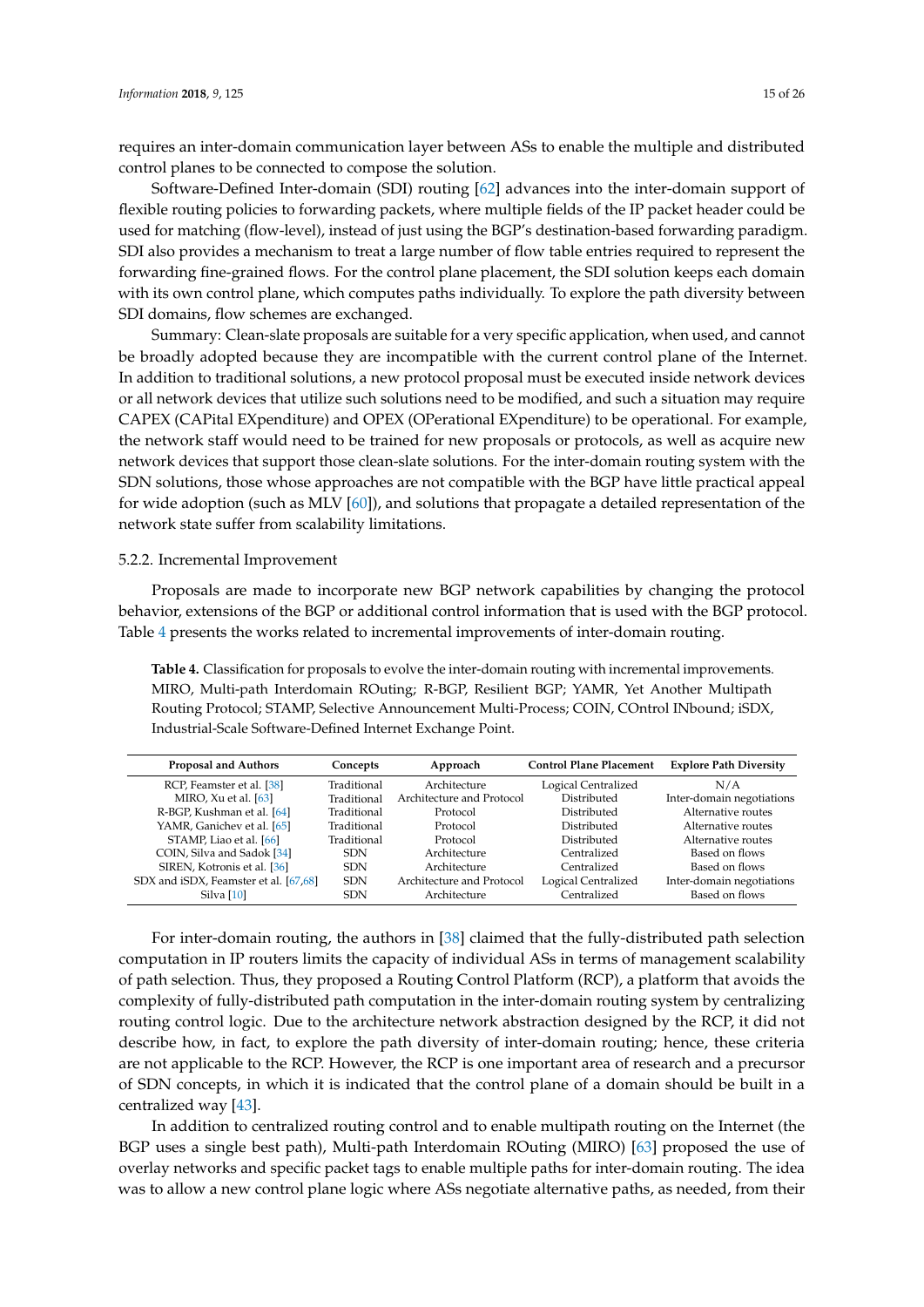requires an inter-domain communication layer between ASs to enable the multiple and distributed control planes to be connected to compose the solution.

Software-Defined Inter-domain (SDI) routing [62] advances into the inter-domain support of flexible routing policies to forwarding packets, where multiple fields of the IP packet header could be used for matching (flow-level), instead of just using the BGP's destination-based forwarding paradigm. SDI also provides a mechanism to treat a large number of flow table entries required to represent the forwarding fine-grained flows. For the control plane placement, the SDI solution keeps each domain with its own control plane, which computes paths individually. To explore the path diversity between SDI domains, flow schemes are exchanged.

Summary: Clean-slate proposals are suitable for a very specific application, when used, and cannot be broadly adopted because they are incompatible with the current control plane of the Internet. In addition to traditional solutions, a new protocol proposal must be executed inside network devices or all network devices that utilize such solutions need to be modified, and such a situation may require CAPEX (CAPital EXpenditure) and OPEX (OPerational EXpenditure) to be operational. For example, the network staff would need to be trained for new proposals or protocols, as well as acquire new network devices that support those clean-slate solutions. For the inter-domain routing system with the SDN solutions, those whose approaches are not compatible with the BGP have little practical appeal for wide adoption (such as MLV [60]), and solutions that propagate a detailed representation of the network state suffer from scalability limitations.

#### 5.2.2. Incremental Improvement

Proposals are made to incorporate new BGP network capabilities by changing the protocol behavior, extensions of the BGP or additional control information that is used with the BGP protocol. Table 4 presents the works related to incremental improvements of inter-domain routing.

**Table 4.** Classification for proposals to evolve the inter-domain routing with incremental improvements. MIRO, Multi-path Interdomain ROuting; R-BGP, Resilient BGP; YAMR, Yet Another Multipath Routing Protocol; STAMP, Selective Announcement Multi-Process; COIN, COntrol INbound; iSDX, Industrial-Scale Software-Defined Internet Exchange Point.

| Proposal and Authors | Concepts | Approach | Control Plane Placement | Explore Path Diversity |
|---|---|---|---|---|
| RCP, Feamster et al. [38] | Traditional | Architecture | Logical Centralized | N/A |
| MIRO, Xu et al. [63] | Traditional | Architecture and Protocol | Distributed | Inter-domain negotiations |
| R-BGP, Kushman et al. [64] | Traditional | Protocol | Distributed | Alternative routes |
| YAMR, Ganichev et al. [65] | Traditional | Protocol | Distributed | Alternative routes |
| STAMP, Liao et al. [66] | Traditional | Protocol | Distributed | Alternative routes |
| COIN, Silva and Sadok [34] | SDN | Architecture | Centralized | Based on flows |
| SIREN, Kotronis et al. [36] | SDN | Architecture | Centralized | Based on flows |
| SDX and iSDX, Feamster et al. [67,68] | SDN | Architecture and Protocol | Logical Centralized | Inter-domain negotiations |
| Silva [10] | SDN | Architecture | Centralized | Based on flows |

For inter-domain routing, the authors in [38] claimed that the fully-distributed path selection computation in IP routers limits the capacity of individual ASs in terms of management scalability of path selection. Thus, they proposed a Routing Control Platform (RCP), a platform that avoids the complexity of fully-distributed path computation in the inter-domain routing system by centralizing routing control logic. Due to the architecture network abstraction designed by the RCP, it did not describe how, in fact, to explore the path diversity of inter-domain routing; hence, these criteria are not applicable to the RCP. However, the RCP is one important area of research and a precursor of SDN concepts, in which it is indicated that the control plane of a domain should be built in a centralized way [43].

In addition to centralized routing control and to enable multipath routing on the Internet (the BGP uses a single best path), Multi-path Interdomain ROuting (MIRO) [63] proposed the use of overlay networks and specific packet tags to enable multiple paths for inter-domain routing. The idea was to allow a new control plane logic where ASs negotiate alternative paths, as needed, from their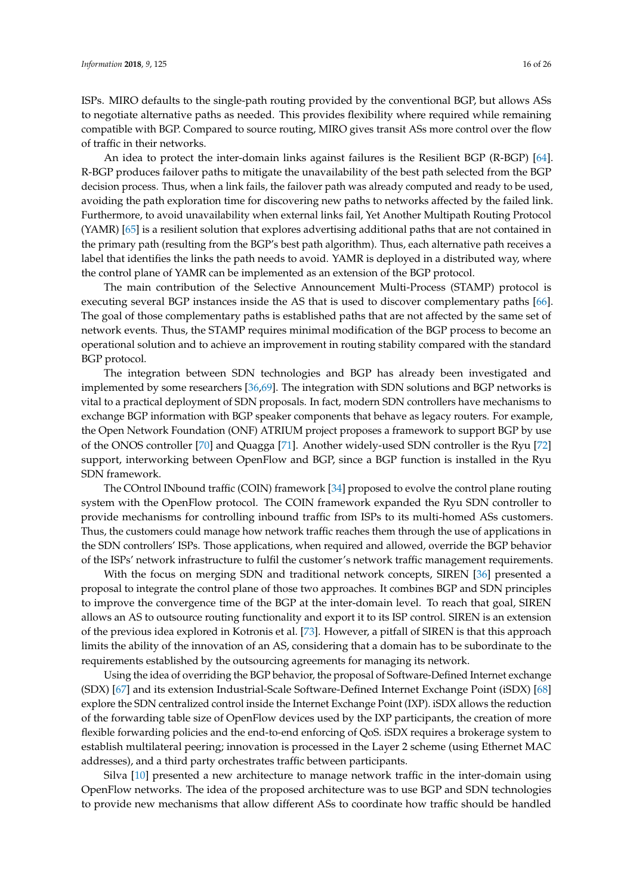ISPs. MIRO defaults to the single-path routing provided by the conventional BGP, but allows ASs to negotiate alternative paths as needed. This provides flexibility where required while remaining compatible with BGP. Compared to source routing, MIRO gives transit ASs more control over the flow of traffic in their networks.

An idea to protect the inter-domain links against failures is the Resilient BGP (R-BGP) [64]. R-BGP produces failover paths to mitigate the unavailability of the best path selected from the BGP decision process. Thus, when a link fails, the failover path was already computed and ready to be used, avoiding the path exploration time for discovering new paths to networks affected by the failed link. Furthermore, to avoid unavailability when external links fail, Yet Another Multipath Routing Protocol (YAMR) [65] is a resilient solution that explores advertising additional paths that are not contained in the primary path (resulting from the BGP's best path algorithm). Thus, each alternative path receives a label that identifies the links the path needs to avoid. YAMR is deployed in a distributed way, where the control plane of YAMR can be implemented as an extension of the BGP protocol.

The main contribution of the Selective Announcement Multi-Process (STAMP) protocol is executing several BGP instances inside the AS that is used to discover complementary paths [66]. The goal of those complementary paths is established paths that are not affected by the same set of network events. Thus, the STAMP requires minimal modification of the BGP process to become an operational solution and to achieve an improvement in routing stability compared with the standard BGP protocol.

The integration between SDN technologies and BGP has already been investigated and implemented by some researchers [36,69]. The integration with SDN solutions and BGP networks is vital to a practical deployment of SDN proposals. In fact, modern SDN controllers have mechanisms to exchange BGP information with BGP speaker components that behave as legacy routers. For example, the Open Network Foundation (ONF) ATRIUM project proposes a framework to support BGP by use of the ONOS controller [70] and Quagga [71]. Another widely-used SDN controller is the Ryu [72] support, interworking between OpenFlow and BGP, since a BGP function is installed in the Ryu SDN framework.

The COntrol INbound traffic (COIN) framework [34] proposed to evolve the control plane routing system with the OpenFlow protocol. The COIN framework expanded the Ryu SDN controller to provide mechanisms for controlling inbound traffic from ISPs to its multi-homed ASs customers. Thus, the customers could manage how network traffic reaches them through the use of applications in the SDN controllers' ISPs. Those applications, when required and allowed, override the BGP behavior of the ISPs' network infrastructure to fulfil the customer's network traffic management requirements.

With the focus on merging SDN and traditional network concepts, SIREN [36] presented a proposal to integrate the control plane of those two approaches. It combines BGP and SDN principles to improve the convergence time of the BGP at the inter-domain level. To reach that goal, SIREN allows an AS to outsource routing functionality and export it to its ISP control. SIREN is an extension of the previous idea explored in Kotronis et al. [73]. However, a pitfall of SIREN is that this approach limits the ability of the innovation of an AS, considering that a domain has to be subordinate to the requirements established by the outsourcing agreements for managing its network.

Using the idea of overriding the BGP behavior, the proposal of Software-Defined Internet exchange (SDX) [67] and its extension Industrial-Scale Software-Defined Internet Exchange Point (iSDX) [68] explore the SDN centralized control inside the Internet Exchange Point (IXP). iSDX allows the reduction of the forwarding table size of OpenFlow devices used by the IXP participants, the creation of more flexible forwarding policies and the end-to-end enforcing of QoS. iSDX requires a brokerage system to establish multilateral peering; innovation is processed in the Layer 2 scheme (using Ethernet MAC addresses), and a third party orchestrates traffic between participants.

Silva [10] presented a new architecture to manage network traffic in the inter-domain using OpenFlow networks. The idea of the proposed architecture was to use BGP and SDN technologies to provide new mechanisms that allow different ASs to coordinate how traffic should be handled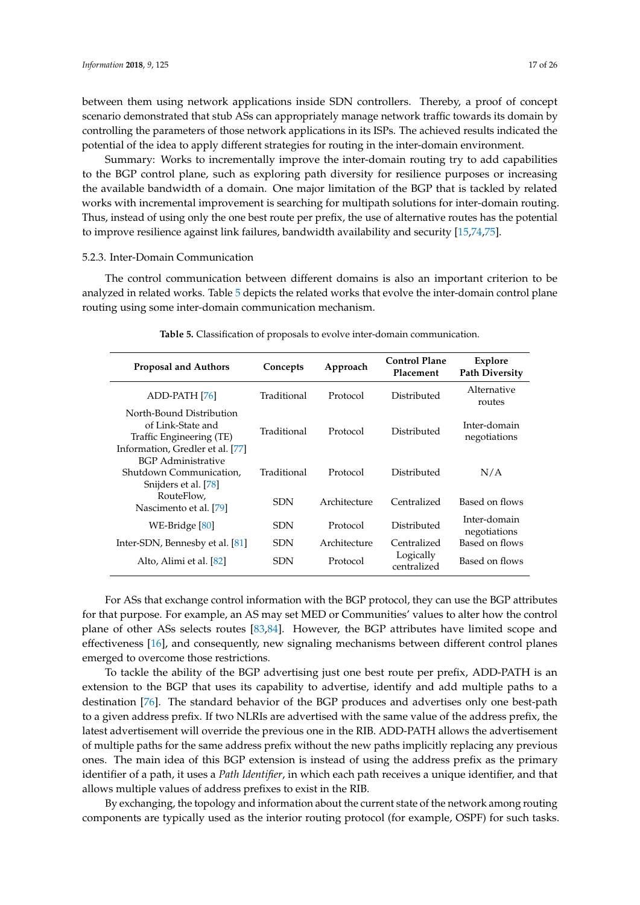between them using network applications inside SDN controllers. Thereby, a proof of concept scenario demonstrated that stub ASs can appropriately manage network traffic towards its domain by controlling the parameters of those network applications in its ISPs. The achieved results indicated the potential of the idea to apply different strategies for routing in the inter-domain environment.

Summary: Works to incrementally improve the inter-domain routing try to add capabilities to the BGP control plane, such as exploring path diversity for resilience purposes or increasing the available bandwidth of a domain. One major limitation of the BGP that is tackled by related works with incremental improvement is searching for multipath solutions for inter-domain routing. Thus, instead of using only the one best route per prefix, the use of alternative routes has the potential to improve resilience against link failures, bandwidth availability and security [15,74,75].

#### 5.2.3. Inter-Domain Communication

The control communication between different domains is also an important criterion to be analyzed in related works. Table 5 depicts the related works that evolve the inter-domain control plane routing using some inter-domain communication mechanism.

**Table 5.** Classification of proposals to evolve inter-domain communication.

| Proposal and Authors | Concepts | Approach | Control Plane Placement | Explore Path Diversity |
|---|---|---|---|---|
| ADD-PATH [76] | Traditional | Protocol | Distributed | Alternative routes |
| North-Bound Distribution of Link-State and Traffic Engineering (TE) Information, Gredler et al. [77] | Traditional | Protocol | Distributed | Inter-domain negotiations |
| BGP Administrative Shutdown Communication, Snijders et al. [78] | Traditional | Protocol | Distributed | N/A |
| RouteFlow, Nascimento et al. [79] | SDN | Architecture | Centralized | Based on flows |
| WE-Bridge [80] | SDN | Protocol | Distributed | Inter-domain negotiations |
| Inter-SDN, Bennesby et al. [81] | SDN | Architecture | Centralized | Based on flows |
| Alto, Alimi et al. [82] | SDN | Protocol | Logically centralized | Based on flows |

For ASs that exchange control information with the BGP protocol, they can use the BGP attributes for that purpose. For example, an AS may set MED or Communities' values to alter how the control plane of other ASs selects routes [83,84]. However, the BGP attributes have limited scope and effectiveness [16], and consequently, new signaling mechanisms between different control planes emerged to overcome those restrictions.

To tackle the ability of the BGP advertising just one best route per prefix, ADD-PATH is an extension to the BGP that uses its capability to advertise, identify and add multiple paths to a destination [76]. The standard behavior of the BGP produces and advertises only one best-path to a given address prefix. If two NLRIs are advertised with the same value of the address prefix, the latest advertisement will override the previous one in the RIB. ADD-PATH allows the advertisement of multiple paths for the same address prefix without the new paths implicitly replacing any previous ones. The main idea of this BGP extension is instead of using the address prefix as the primary identifier of a path, it uses a *Path Identifier*, in which each path receives a unique identifier, and that allows multiple values of address prefixes to exist in the RIB.

By exchanging, the topology and information about the current state of the network among routing components are typically used as the interior routing protocol (for example, OSPF) for such tasks.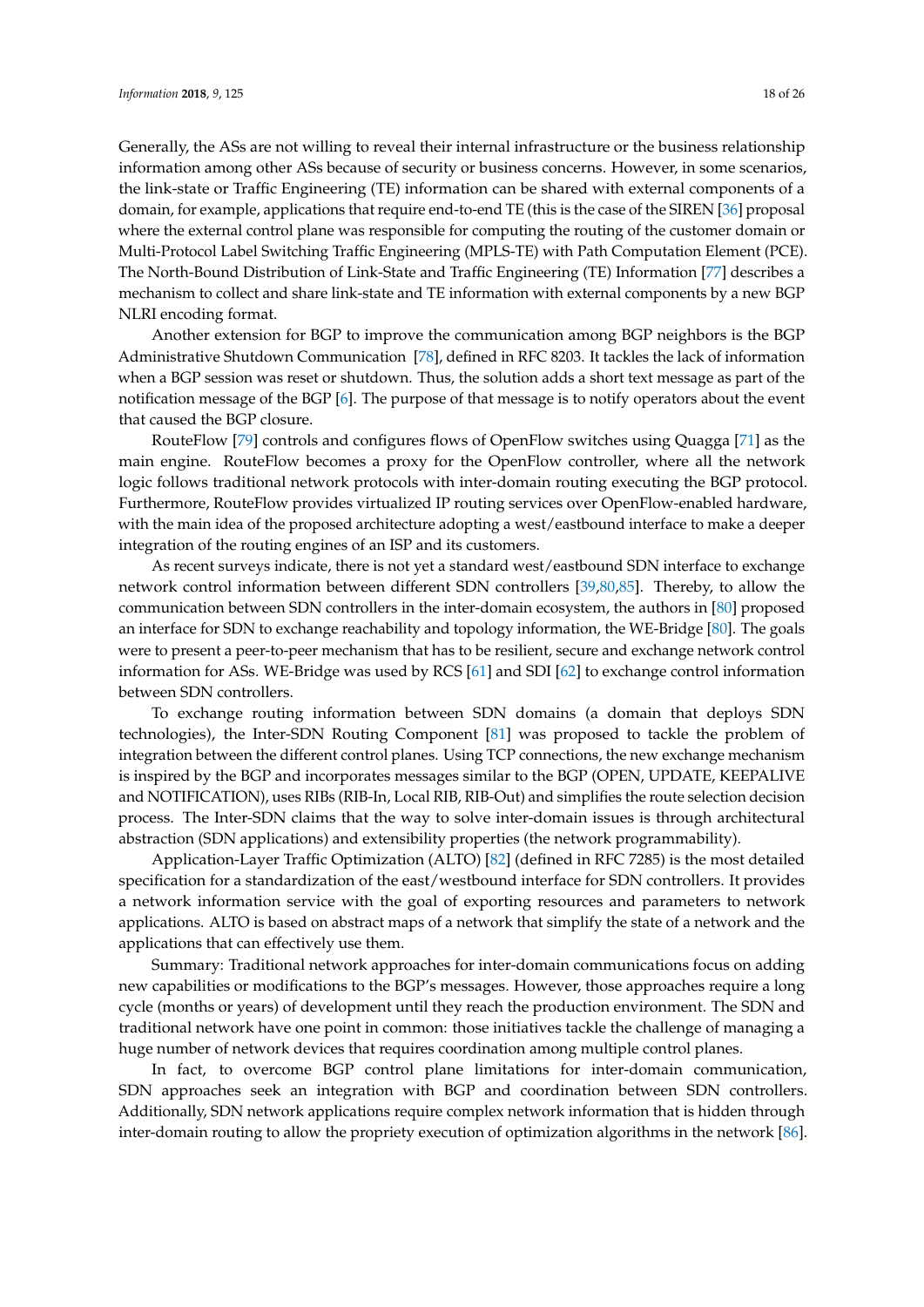Generally, the ASs are not willing to reveal their internal infrastructure or the business relationship information among other ASs because of security or business concerns. However, in some scenarios, the link-state or Traffic Engineering (TE) information can be shared with external components of a domain, for example, applications that require end-to-end TE (this is the case of the SIREN [36] proposal where the external control plane was responsible for computing the routing of the customer domain or Multi-Protocol Label Switching Traffic Engineering (MPLS-TE) with Path Computation Element (PCE). The North-Bound Distribution of Link-State and Traffic Engineering (TE) Information [77] describes a mechanism to collect and share link-state and TE information with external components by a new BGP NLRI encoding format.

Another extension for BGP to improve the communication among BGP neighbors is the BGP Administrative Shutdown Communication [78], defined in RFC 8203. It tackles the lack of information when a BGP session was reset or shutdown. Thus, the solution adds a short text message as part of the notification message of the BGP [6]. The purpose of that message is to notify operators about the event that caused the BGP closure.

RouteFlow [79] controls and configures flows of OpenFlow switches using Quagga [71] as the main engine. RouteFlow becomes a proxy for the OpenFlow controller, where all the network logic follows traditional network protocols with inter-domain routing executing the BGP protocol. Furthermore, RouteFlow provides virtualized IP routing services over OpenFlow-enabled hardware, with the main idea of the proposed architecture adopting a west/eastbound interface to make a deeper integration of the routing engines of an ISP and its customers.

As recent surveys indicate, there is not yet a standard west/eastbound SDN interface to exchange network control information between different SDN controllers [39,80,85]. Thereby, to allow the communication between SDN controllers in the inter-domain ecosystem, the authors in [80] proposed an interface for SDN to exchange reachability and topology information, the WE-Bridge [80]. The goals were to present a peer-to-peer mechanism that has to be resilient, secure and exchange network control information for ASs. WE-Bridge was used by RCS [61] and SDI [62] to exchange control information between SDN controllers.

To exchange routing information between SDN domains (a domain that deploys SDN technologies), the Inter-SDN Routing Component [81] was proposed to tackle the problem of integration between the different control planes. Using TCP connections, the new exchange mechanism is inspired by the BGP and incorporates messages similar to the BGP (OPEN, UPDATE, KEEPALIVE and NOTIFICATION), uses RIBs (RIB-In, Local RIB, RIB-Out) and simplifies the route selection decision process. The Inter-SDN claims that the way to solve inter-domain issues is through architectural abstraction (SDN applications) and extensibility properties (the network programmability).

Application-Layer Traffic Optimization (ALTO) [82] (defined in RFC 7285) is the most detailed specification for a standardization of the east/westbound interface for SDN controllers. It provides a network information service with the goal of exporting resources and parameters to network applications. ALTO is based on abstract maps of a network that simplify the state of a network and the applications that can effectively use them.

Summary: Traditional network approaches for inter-domain communications focus on adding new capabilities or modifications to the BGP's messages. However, those approaches require a long cycle (months or years) of development until they reach the production environment. The SDN and traditional network have one point in common: those initiatives tackle the challenge of managing a huge number of network devices that requires coordination among multiple control planes.

In fact, to overcome BGP control plane limitations for inter-domain communication, SDN approaches seek an integration with BGP and coordination between SDN controllers. Additionally, SDN network applications require complex network information that is hidden through inter-domain routing to allow the propriety execution of optimization algorithms in the network [86].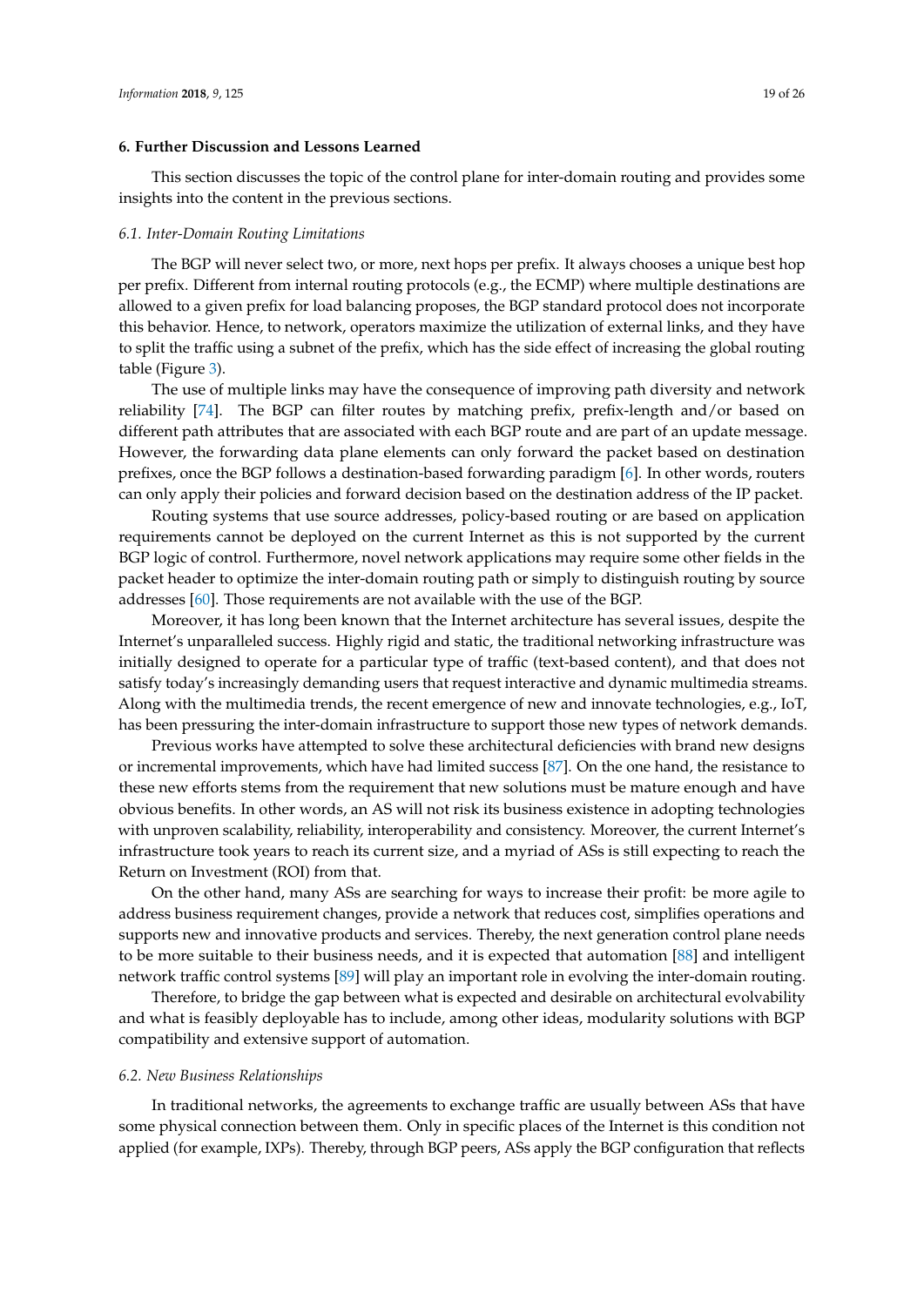## 6. Further Discussion and Lessons Learned

This section discusses the topic of the control plane for inter-domain routing and provides some insights into the content in the previous sections.

### *6.1. Inter-Domain Routing Limitations*

The BGP will never select two, or more, next hops per prefix. It always chooses a unique best hop per prefix. Different from internal routing protocols (e.g., the ECMP) where multiple destinations are allowed to a given prefix for load balancing proposes, the BGP standard protocol does not incorporate this behavior. Hence, to network, operators maximize the utilization of external links, and they have to split the traffic using a subnet of the prefix, which has the side effect of increasing the global routing table (Figure 3).

The use of multiple links may have the consequence of improving path diversity and network reliability [74]. The BGP can filter routes by matching prefix, prefix-length and/or based on different path attributes that are associated with each BGP route and are part of an update message. However, the forwarding data plane elements can only forward the packet based on destination prefixes, once the BGP follows a destination-based forwarding paradigm [6]. In other words, routers can only apply their policies and forward decision based on the destination address of the IP packet.

Routing systems that use source addresses, policy-based routing or are based on application requirements cannot be deployed on the current Internet as this is not supported by the current BGP logic of control. Furthermore, novel network applications may require some other fields in the packet header to optimize the inter-domain routing path or simply to distinguish routing by source addresses [60]. Those requirements are not available with the use of the BGP.

Moreover, it has long been known that the Internet architecture has several issues, despite the Internet's unparalleled success. Highly rigid and static, the traditional networking infrastructure was initially designed to operate for a particular type of traffic (text-based content), and that does not satisfy today's increasingly demanding users that request interactive and dynamic multimedia streams. Along with the multimedia trends, the recent emergence of new and innovate technologies, e.g., IoT, has been pressuring the inter-domain infrastructure to support those new types of network demands.

Previous works have attempted to solve these architectural deficiencies with brand new designs or incremental improvements, which have had limited success [87]. On the one hand, the resistance to these new efforts stems from the requirement that new solutions must be mature enough and have obvious benefits. In other words, an AS will not risk its business existence in adopting technologies with unproven scalability, reliability, interoperability and consistency. Moreover, the current Internet's infrastructure took years to reach its current size, and a myriad of ASs is still expecting to reach the Return on Investment (ROI) from that.

On the other hand, many ASs are searching for ways to increase their profit: be more agile to address business requirement changes, provide a network that reduces cost, simplifies operations and supports new and innovative products and services. Thereby, the next generation control plane needs to be more suitable to their business needs, and it is expected that automation [88] and intelligent network traffic control systems [89] will play an important role in evolving the inter-domain routing.

Therefore, to bridge the gap between what is expected and desirable on architectural evolvability and what is feasibly deployable has to include, among other ideas, modularity solutions with BGP compatibility and extensive support of automation.

### *6.2. New Business Relationships*

In traditional networks, the agreements to exchange traffic are usually between ASs that have some physical connection between them. Only in specific places of the Internet is this condition not applied (for example, IXPs). Thereby, through BGP peers, ASs apply the BGP configuration that reflects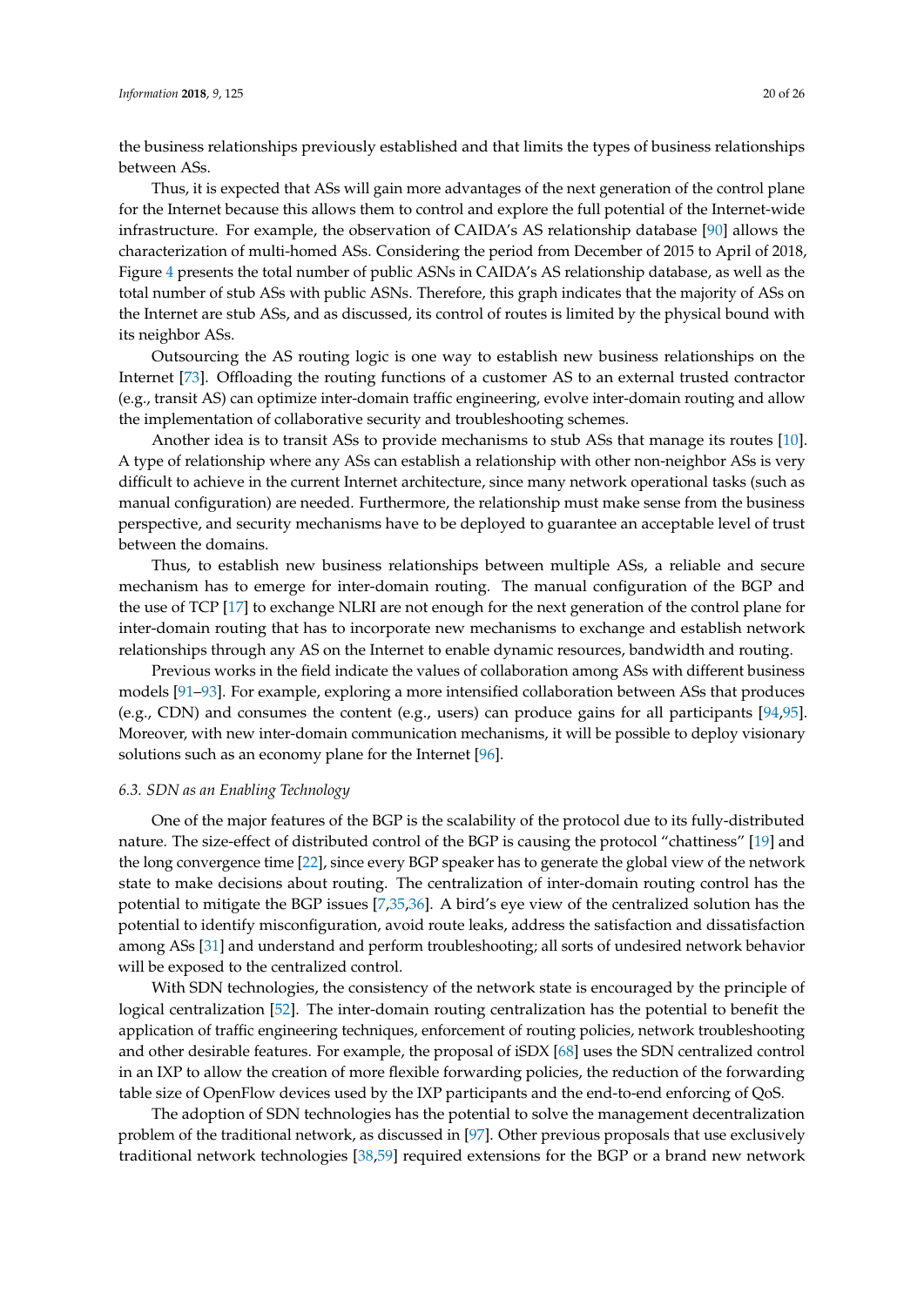the business relationships previously established and that limits the types of business relationships between ASs.

Thus, it is expected that ASs will gain more advantages of the next generation of the control plane for the Internet because this allows them to control and explore the full potential of the Internet-wide infrastructure. For example, the observation of CAIDA's AS relationship database [90] allows the characterization of multi-homed ASs. Considering the period from December of 2015 to April of 2018, Figure 4 presents the total number of public ASNs in CAIDA's AS relationship database, as well as the total number of stub ASs with public ASNs. Therefore, this graph indicates that the majority of ASs on the Internet are stub ASs, and as discussed, its control of routes is limited by the physical bound with its neighbor ASs.

Outsourcing the AS routing logic is one way to establish new business relationships on the Internet [73]. Offloading the routing functions of a customer AS to an external trusted contractor (e.g., transit AS) can optimize inter-domain traffic engineering, evolve inter-domain routing and allow the implementation of collaborative security and troubleshooting schemes.

Another idea is to transit ASs to provide mechanisms to stub ASs that manage its routes [10]. A type of relationship where any ASs can establish a relationship with other non-neighbor ASs is very difficult to achieve in the current Internet architecture, since many network operational tasks (such as manual configuration) are needed. Furthermore, the relationship must make sense from the business perspective, and security mechanisms have to be deployed to guarantee an acceptable level of trust between the domains.

Thus, to establish new business relationships between multiple ASs, a reliable and secure mechanism has to emerge for inter-domain routing. The manual configuration of the BGP and the use of TCP [17] to exchange NLRI are not enough for the next generation of the control plane for inter-domain routing that has to incorporate new mechanisms to exchange and establish network relationships through any AS on the Internet to enable dynamic resources, bandwidth and routing.

Previous works in the field indicate the values of collaboration among ASs with different business models [91–93]. For example, exploring a more intensified collaboration between ASs that produces (e.g., CDN) and consumes the content (e.g., users) can produce gains for all participants [94,95]. Moreover, with new inter-domain communication mechanisms, it will be possible to deploy visionary solutions such as an economy plane for the Internet [96].

### *6.3. SDN as an Enabling Technology*

One of the major features of the BGP is the scalability of the protocol due to its fully-distributed nature. The size-effect of distributed control of the BGP is causing the protocol "chattiness" [19] and the long convergence time [22], since every BGP speaker has to generate the global view of the network state to make decisions about routing. The centralization of inter-domain routing control has the potential to mitigate the BGP issues [7,35,36]. A bird's eye view of the centralized solution has the potential to identify misconfiguration, avoid route leaks, address the satisfaction and dissatisfaction among ASs [31] and understand and perform troubleshooting; all sorts of undesired network behavior will be exposed to the centralized control.

With SDN technologies, the consistency of the network state is encouraged by the principle of logical centralization [52]. The inter-domain routing centralization has the potential to benefit the application of traffic engineering techniques, enforcement of routing policies, network troubleshooting and other desirable features. For example, the proposal of iSDX [68] uses the SDN centralized control in an IXP to allow the creation of more flexible forwarding policies, the reduction of the forwarding table size of OpenFlow devices used by the IXP participants and the end-to-end enforcing of QoS.

The adoption of SDN technologies has the potential to solve the management decentralization problem of the traditional network, as discussed in [97]. Other previous proposals that use exclusively traditional network technologies [38,59] required extensions for the BGP or a brand new network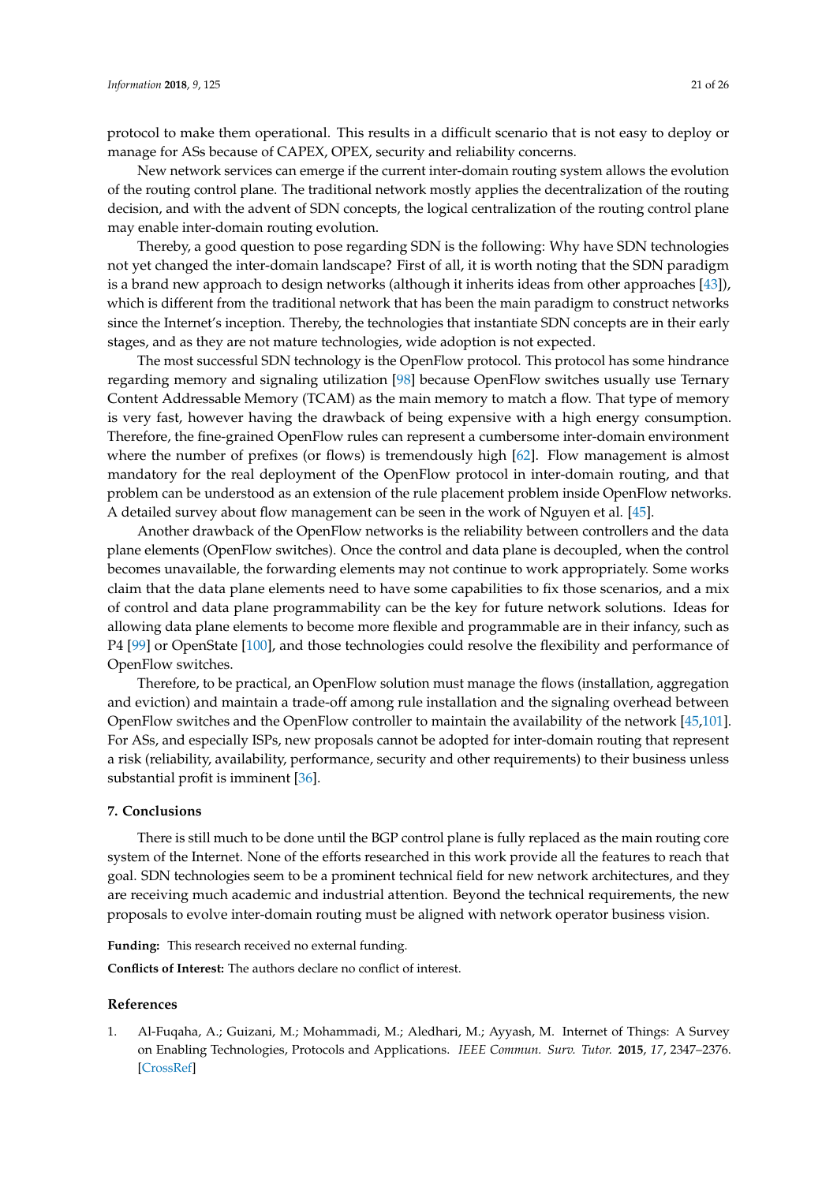protocol to make them operational. This results in a difficult scenario that is not easy to deploy or manage for ASs because of CAPEX, OPEX, security and reliability concerns.

New network services can emerge if the current inter-domain routing system allows the evolution of the routing control plane. The traditional network mostly applies the decentralization of the routing decision, and with the advent of SDN concepts, the logical centralization of the routing control plane may enable inter-domain routing evolution.

Thereby, a good question to pose regarding SDN is the following: Why have SDN technologies not yet changed the inter-domain landscape? First of all, it is worth noting that the SDN paradigm is a brand new approach to design networks (although it inherits ideas from other approaches [43]), which is different from the traditional network that has been the main paradigm to construct networks since the Internet's inception. Thereby, the technologies that instantiate SDN concepts are in their early stages, and as they are not mature technologies, wide adoption is not expected.

The most successful SDN technology is the OpenFlow protocol. This protocol has some hindrance regarding memory and signaling utilization [98] because OpenFlow switches usually use Ternary Content Addressable Memory (TCAM) as the main memory to match a flow. That type of memory is very fast, however having the drawback of being expensive with a high energy consumption. Therefore, the fine-grained OpenFlow rules can represent a cumbersome inter-domain environment where the number of prefixes (or flows) is tremendously high [62]. Flow management is almost mandatory for the real deployment of the OpenFlow protocol in inter-domain routing, and that problem can be understood as an extension of the rule placement problem inside OpenFlow networks. A detailed survey about flow management can be seen in the work of Nguyen et al. [45].

Another drawback of the OpenFlow networks is the reliability between controllers and the data plane elements (OpenFlow switches). Once the control and data plane is decoupled, when the control becomes unavailable, the forwarding elements may not continue to work appropriately. Some works claim that the data plane elements need to have some capabilities to fix those scenarios, and a mix of control and data plane programmability can be the key for future network solutions. Ideas for allowing data plane elements to become more flexible and programmable are in their infancy, such as P4 [99] or OpenState [100], and those technologies could resolve the flexibility and performance of OpenFlow switches.

Therefore, to be practical, an OpenFlow solution must manage the flows (installation, aggregation and eviction) and maintain a trade-off among rule installation and the signaling overhead between OpenFlow switches and the OpenFlow controller to maintain the availability of the network [45,101]. For ASs, and especially ISPs, new proposals cannot be adopted for inter-domain routing that represent a risk (reliability, availability, performance, security and other requirements) to their business unless substantial profit is imminent [36].

## 7. Conclusions

There is still much to be done until the BGP control plane is fully replaced as the main routing core system of the Internet. None of the efforts researched in this work provide all the features to reach that goal. SDN technologies seem to be a prominent technical field for new network architectures, and they are receiving much academic and industrial attention. Beyond the technical requirements, the new proposals to evolve inter-domain routing must be aligned with network operator business vision.

**Funding:** This research received no external funding.

**Conflicts of Interest:** The authors declare no conflict of interest.

## References

1. Al-Fuqaha, A.; Guizani, M.; Mohammadi, M.; Aledhari, M.; Ayyash, M. Internet of Things: A Survey on Enabling Technologies, Protocols and Applications. *IEEE Commun. Surv. Tutor.* **2015**, *17*, 2347–2376. [CrossRef]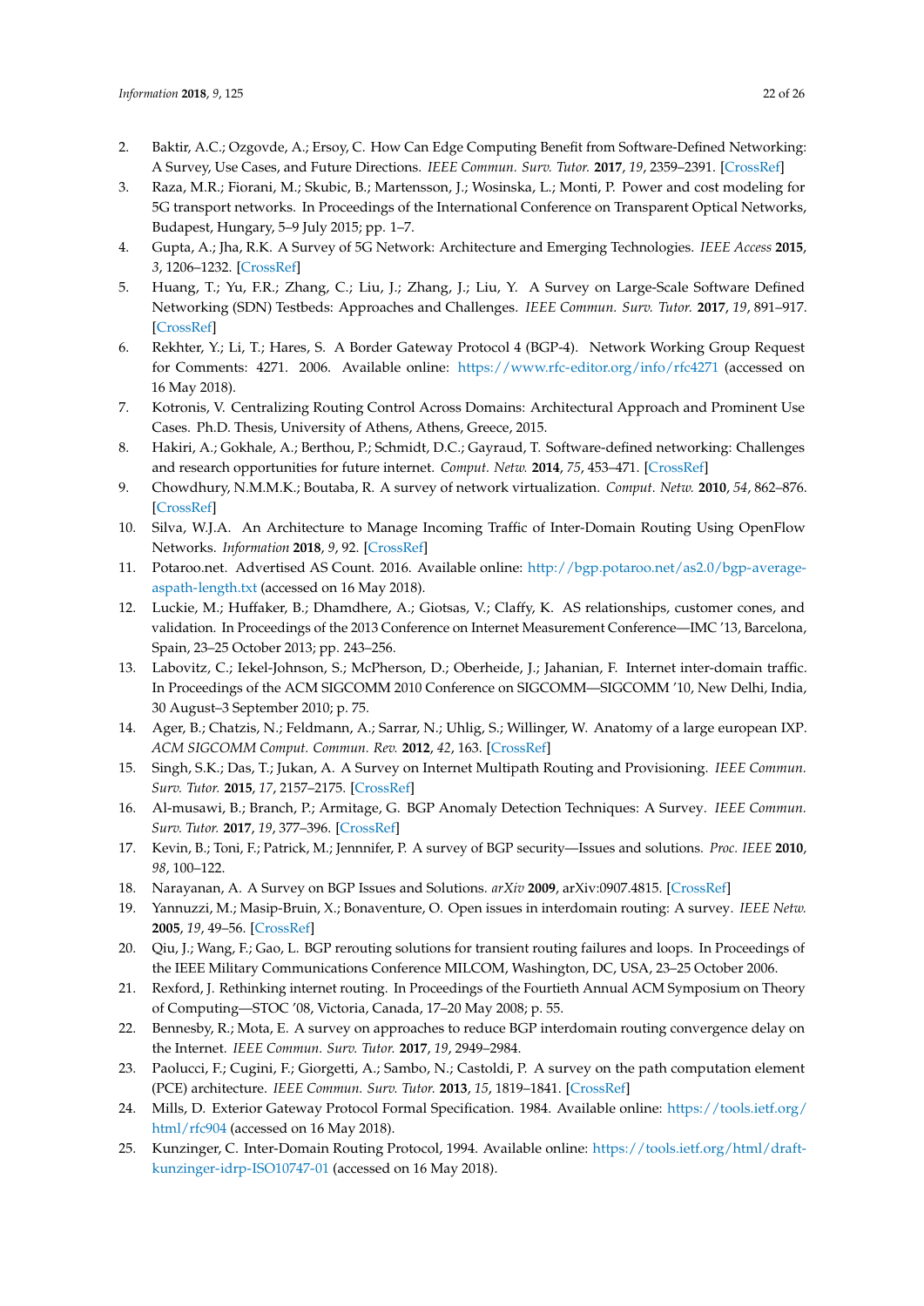2. Baktir, A.C.; Ozgovde, A.; Ersoy, C. How Can Edge Computing Benefit from Software-Defined Networking: A Survey, Use Cases, and Future Directions. *IEEE Commun. Surv. Tutor.* **2017**, *19*, 2359–2391. [CrossRef]
3. Raza, M.R.; Fiorani, M.; Skubic, B.; Martensson, J.; Wosinska, L.; Monti, P. Power and cost modeling for 5G transport networks. In Proceedings of the International Conference on Transparent Optical Networks, Budapest, Hungary, 5–9 July 2015; pp. 1–7.
4. Gupta, A.; Jha, R.K. A Survey of 5G Network: Architecture and Emerging Technologies. *IEEE Access* **2015**, *3*, 1206–1232. [CrossRef]
5. Huang, T.; Yu, F.R.; Zhang, C.; Liu, J.; Zhang, J.; Liu, Y. A Survey on Large-Scale Software Defined Networking (SDN) Testbeds: Approaches and Challenges. *IEEE Commun. Surv. Tutor.* **2017**, *19*, 891–917. [CrossRef]
6. Rekhter, Y.; Li, T.; Hares, S. A Border Gateway Protocol 4 (BGP-4). Network Working Group Request for Comments: 4271. 2006. Available online: https://www.rfc-editor.org/info/rfc4271 (accessed on 16 May 2018).
7. Kotronis, V. Centralizing Routing Control Across Domains: Architectural Approach and Prominent Use Cases. Ph.D. Thesis, University of Athens, Athens, Greece, 2015.
8. Hakiri, A.; Gokhale, A.; Berthou, P.; Schmidt, D.C.; Gayraud, T. Software-defined networking: Challenges and research opportunities for future internet. *Comput. Netw.* **2014**, *75*, 453–471. [CrossRef]
9. Chowdhury, N.M.M.K.; Boutaba, R. A survey of network virtualization. *Comput. Netw.* **2010**, *54*, 862–876. [CrossRef]
10. Silva, W.J.A. An Architecture to Manage Incoming Traffic of Inter-Domain Routing Using OpenFlow Networks. *Information* **2018**, *9*, 92. [CrossRef]
11. Potaroo.net. Advertised AS Count. 2016. Available online: http://bgp.potaroo.net/as2.0/bgp-average-aspath-length.txt (accessed on 16 May 2018).
12. Luckie, M.; Huffaker, B.; Dhamdhere, A.; Giotsas, V.; Claffy, K. AS relationships, customer cones, and validation. In Proceedings of the 2013 Conference on Internet Measurement Conference—IMC '13, Barcelona, Spain, 23–25 October 2013; pp. 243–256.
13. Labovitz, C.; Iekel-Johnson, S.; McPherson, D.; Oberheide, J.; Jahanian, F. Internet inter-domain traffic. In Proceedings of the ACM SIGCOMM 2010 Conference on SIGCOMM—SIGCOMM '10, New Delhi, India, 30 August–3 September 2010; p. 75.
14. Ager, B.; Chatzis, N.; Feldmann, A.; Sarrar, N.; Uhlig, S.; Willinger, W. Anatomy of a large european IXP. *ACM SIGCOMM Comput. Commun. Rev.* **2012**, *42*, 163. [CrossRef]
15. Singh, S.K.; Das, T.; Jukan, A. A Survey on Internet Multipath Routing and Provisioning. *IEEE Commun. Surv. Tutor.* **2015**, *17*, 2157–2175. [CrossRef]
16. Al-musawi, B.; Branch, P.; Armitage, G. BGP Anomaly Detection Techniques: A Survey. *IEEE Commun. Surv. Tutor.* **2017**, *19*, 377–396. [CrossRef]
17. Kevin, B.; Toni, F.; Patrick, M.; Jennnifer, P. A survey of BGP security—Issues and solutions. *Proc. IEEE* **2010**, *98*, 100–122.
18. Narayanan, A. A Survey on BGP Issues and Solutions. *arXiv* **2009**, arXiv:0907.4815. [CrossRef]
19. Yannuzzi, M.; Masip-Bruin, X.; Bonaventure, O. Open issues in interdomain routing: A survey. *IEEE Netw.* **2005**, *19*, 49–56. [CrossRef]
20. Qiu, J.; Wang, F.; Gao, L. BGP rerouting solutions for transient routing failures and loops. In Proceedings of the IEEE Military Communications Conference MILCOM, Washington, DC, USA, 23–25 October 2006.
21. Rexford, J. Rethinking internet routing. In Proceedings of the Fourtieth Annual ACM Symposium on Theory of Computing—STOC '08, Victoria, Canada, 17–20 May 2008; p. 55.
22. Bennesby, R.; Mota, E. A survey on approaches to reduce BGP interdomain routing convergence delay on the Internet. *IEEE Commun. Surv. Tutor.* **2017**, *19*, 2949–2984.
23. Paolucci, F.; Cugini, F.; Giorgetti, A.; Sambo, N.; Castoldi, P. A survey on the path computation element (PCE) architecture. *IEEE Commun. Surv. Tutor.* **2013**, *15*, 1819–1841. [CrossRef]
24. Mills, D. Exterior Gateway Protocol Formal Specification. 1984. Available online: https://tools.ietf.org/html/rfc904 (accessed on 16 May 2018).
25. Kunzinger, C. Inter-Domain Routing Protocol, 1994. Available online: https://tools.ietf.org/html/draft-kunzinger-idrp-ISO10747-01 (accessed on 16 May 2018).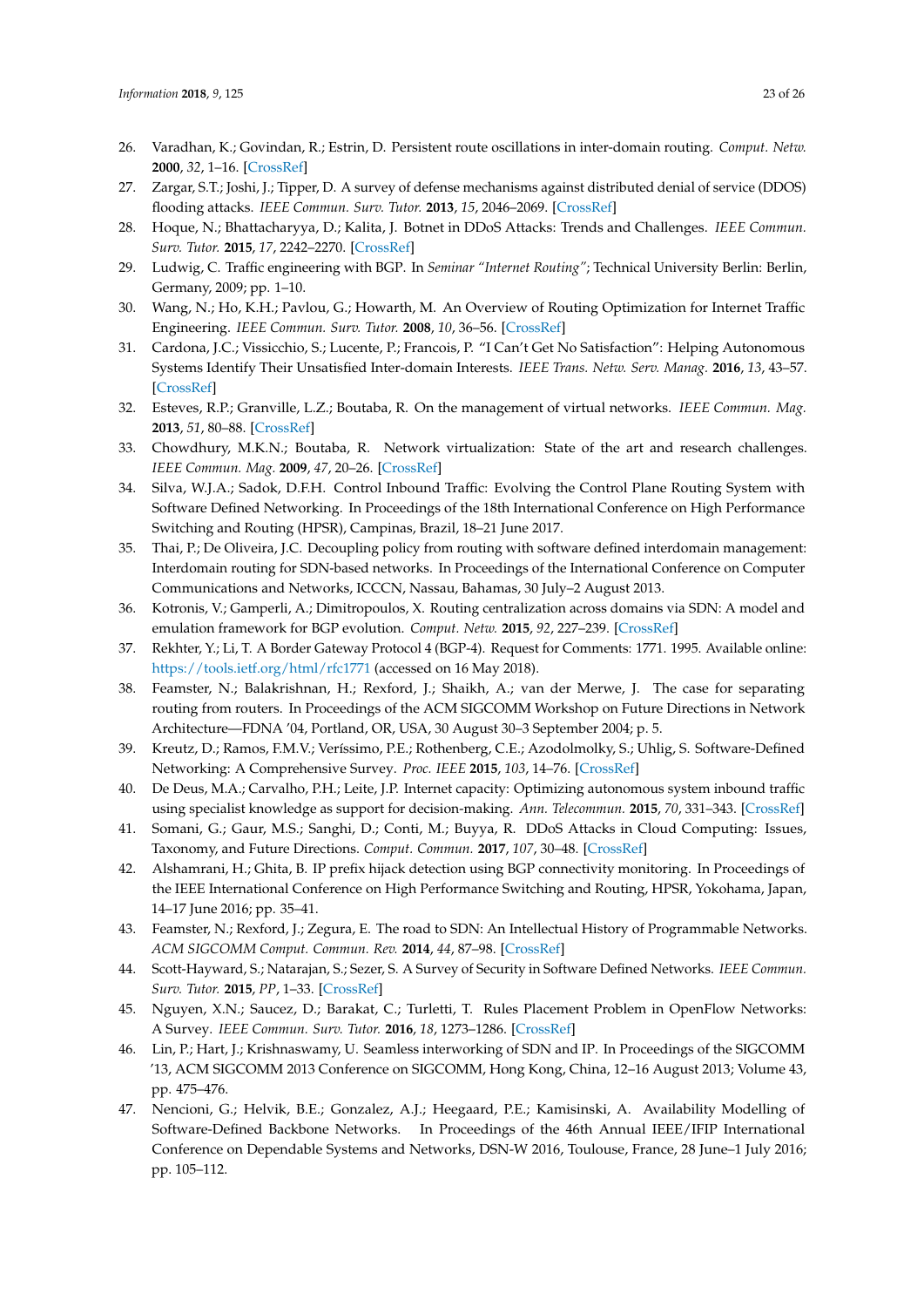26. Varadhan, K.; Govindan, R.; Estrin, D. Persistent route oscillations in inter-domain routing. *Comput. Netw.* **2000**, *32*, 1–16. [CrossRef]
27. Zargar, S.T.; Joshi, J.; Tipper, D. A survey of defense mechanisms against distributed denial of service (DDOS) flooding attacks. *IEEE Commun. Surv. Tutor.* **2013**, *15*, 2046–2069. [CrossRef]
28. Hoque, N.; Bhattacharyya, D.; Kalita, J. Botnet in DDoS Attacks: Trends and Challenges. *IEEE Commun. Surv. Tutor.* **2015**, *17*, 2242–2270. [CrossRef]
29. Ludwig, C. Traffic engineering with BGP. In *Seminar "Internet Routing"*; Technical University Berlin: Berlin, Germany, 2009; pp. 1–10.
30. Wang, N.; Ho, K.H.; Pavlou, G.; Howarth, M. An Overview of Routing Optimization for Internet Traffic Engineering. *IEEE Commun. Surv. Tutor.* **2008**, *10*, 36–56. [CrossRef]
31. Cardona, J.C.; Vissicchio, S.; Lucente, P.; Francois, P. "I Can't Get No Satisfaction": Helping Autonomous Systems Identify Their Unsatisfied Inter-domain Interests. *IEEE Trans. Netw. Serv. Manag.* **2016**, *13*, 43–57. [CrossRef]
32. Esteves, R.P.; Granville, L.Z.; Boutaba, R. On the management of virtual networks. *IEEE Commun. Mag.* **2013**, *51*, 80–88. [CrossRef]
33. Chowdhury, M.K.N.; Boutaba, R. Network virtualization: State of the art and research challenges. *IEEE Commun. Mag.* **2009**, *47*, 20–26. [CrossRef]
34. Silva, W.J.A.; Sadok, D.F.H. Control Inbound Traffic: Evolving the Control Plane Routing System with Software Defined Networking. In Proceedings of the 18th International Conference on High Performance Switching and Routing (HPSR), Campinas, Brazil, 18–21 June 2017.
35. Thai, P.; De Oliveira, J.C. Decoupling policy from routing with software defined interdomain management: Interdomain routing for SDN-based networks. In Proceedings of the International Conference on Computer Communications and Networks, ICCCN, Nassau, Bahamas, 30 July–2 August 2013.
36. Kotronis, V.; Gamperli, A.; Dimitropoulos, X. Routing centralization across domains via SDN: A model and emulation framework for BGP evolution. *Comput. Netw.* **2015**, *92*, 227–239. [CrossRef]
37. Rekhter, Y.; Li, T. A Border Gateway Protocol 4 (BGP-4). Request for Comments: 1771. 1995. Available online: https://tools.ietf.org/html/rfc1771 (accessed on 16 May 2018).
38. Feamster, N.; Balakrishnan, H.; Rexford, J.; Shaikh, A.; van der Merwe, J. The case for separating routing from routers. In Proceedings of the ACM SIGCOMM Workshop on Future Directions in Network Architecture—FDNA '04, Portland, OR, USA, 30 August 30–3 September 2004; p. 5.
39. Kreutz, D.; Ramos, F.M.V.; Veríssimo, P.E.; Rothenberg, C.E.; Azodolmolky, S.; Uhlig, S. Software-Defined Networking: A Comprehensive Survey. *Proc. IEEE* **2015**, *103*, 14–76. [CrossRef]
40. De Deus, M.A.; Carvalho, P.H.; Leite, J.P. Internet capacity: Optimizing autonomous system inbound traffic using specialist knowledge as support for decision-making. *Ann. Telecommun.* **2015**, *70*, 331–343. [CrossRef]
41. Somani, G.; Gaur, M.S.; Sanghi, D.; Conti, M.; Buyya, R. DDoS Attacks in Cloud Computing: Issues, Taxonomy, and Future Directions. *Comput. Commun.* **2017**, *107*, 30–48. [CrossRef]
42. Alshamrani, H.; Ghita, B. IP prefix hijack detection using BGP connectivity monitoring. In Proceedings of the IEEE International Conference on High Performance Switching and Routing, HPSR, Yokohama, Japan, 14–17 June 2016; pp. 35–41.
43. Feamster, N.; Rexford, J.; Zegura, E. The road to SDN: An Intellectual History of Programmable Networks. *ACM SIGCOMM Comput. Commun. Rev.* **2014**, *44*, 87–98. [CrossRef]
44. Scott-Hayward, S.; Natarajan, S.; Sezer, S. A Survey of Security in Software Defined Networks. *IEEE Commun. Surv. Tutor.* **2015**, *PP*, 1–33. [CrossRef]
45. Nguyen, X.N.; Saucez, D.; Barakat, C.; Turletti, T. Rules Placement Problem in OpenFlow Networks: A Survey. *IEEE Commun. Surv. Tutor.* **2016**, *18*, 1273–1286. [CrossRef]
46. Lin, P.; Hart, J.; Krishnaswamy, U. Seamless interworking of SDN and IP. In Proceedings of the SIGCOMM '13, ACM SIGCOMM 2013 Conference on SIGCOMM, Hong Kong, China, 12–16 August 2013; Volume 43, pp. 475–476.
47. Nencioni, G.; Helvik, B.E.; Gonzalez, A.J.; Heegaard, P.E.; Kamisinski, A. Availability Modelling of Software-Defined Backbone Networks. In Proceedings of the 46th Annual IEEE/IFIP International Conference on Dependable Systems and Networks, DSN-W 2016, Toulouse, France, 28 June–1 July 2016; pp. 105–112.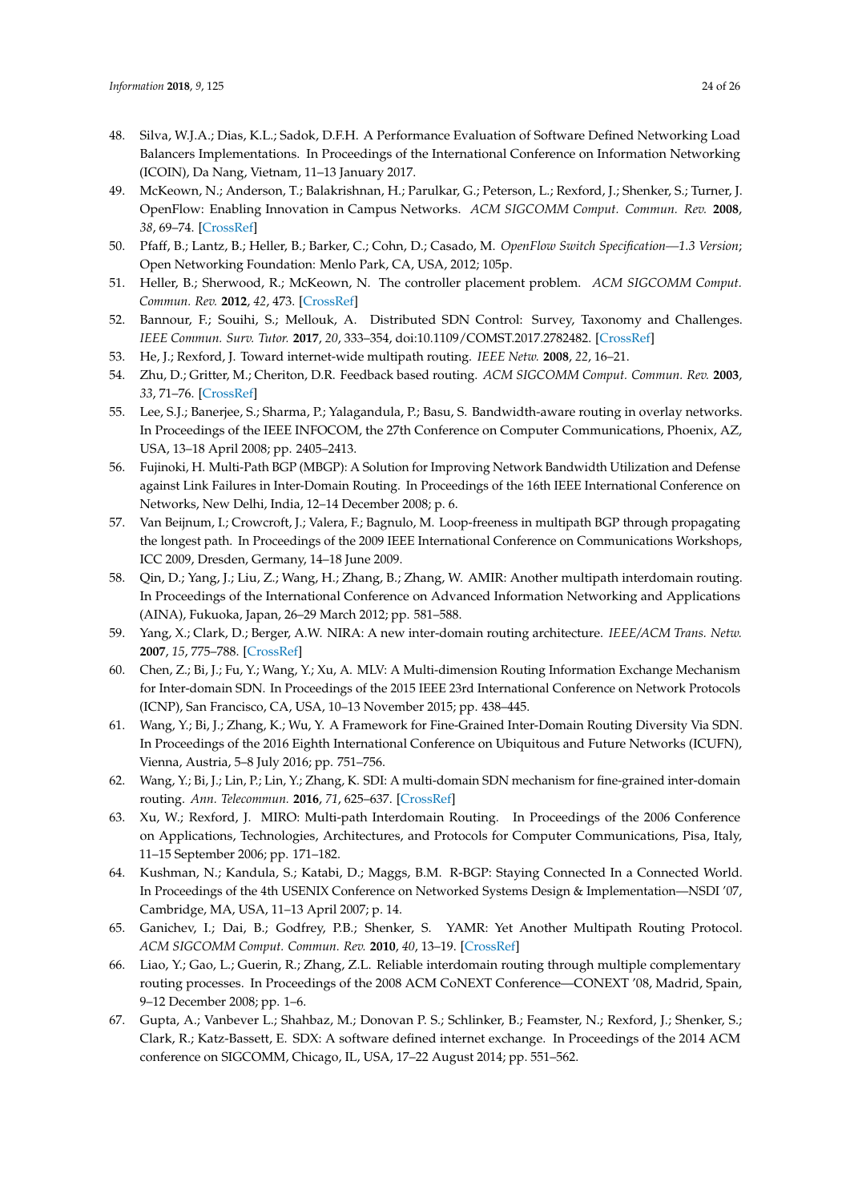48. Silva, W.J.A.; Dias, K.L.; Sadok, D.F.H. A Performance Evaluation of Software Defined Networking Load Balancers Implementations. In Proceedings of the International Conference on Information Networking (ICOIN), Da Nang, Vietnam, 11–13 January 2017.
49. McKeown, N.; Anderson, T.; Balakrishnan, H.; Parulkar, G.; Peterson, L.; Rexford, J.; Shenker, S.; Turner, J. OpenFlow: Enabling Innovation in Campus Networks. *ACM SIGCOMM Comput. Commun. Rev.* **2008**, *38*, 69–74. [CrossRef]
50. Pfaff, B.; Lantz, B.; Heller, B.; Barker, C.; Cohn, D.; Casado, M. *OpenFlow Switch Specification—1.3 Version*; Open Networking Foundation: Menlo Park, CA, USA, 2012; 105p.
51. Heller, B.; Sherwood, R.; McKeown, N. The controller placement problem. *ACM SIGCOMM Comput. Commun. Rev.* **2012**, *42*, 473. [CrossRef]
52. Bannour, F.; Souihi, S.; Mellouk, A. Distributed SDN Control: Survey, Taxonomy and Challenges. *IEEE Commun. Surv. Tutor.* **2017**, *20*, 333–354, doi:10.1109/COMST.2017.2782482. [CrossRef]
53. He, J.; Rexford, J. Toward internet-wide multipath routing. *IEEE Netw.* **2008**, *22*, 16–21.
54. Zhu, D.; Gritter, M.; Cheriton, D.R. Feedback based routing. *ACM SIGCOMM Comput. Commun. Rev.* **2003**, *33*, 71–76. [CrossRef]
55. Lee, S.J.; Banerjee, S.; Sharma, P.; Yalagandula, P.; Basu, S. Bandwidth-aware routing in overlay networks. In Proceedings of the IEEE INFOCOM, the 27th Conference on Computer Communications, Phoenix, AZ, USA, 13–18 April 2008; pp. 2405–2413.
56. Fujinoki, H. Multi-Path BGP (MBGP): A Solution for Improving Network Bandwidth Utilization and Defense against Link Failures in Inter-Domain Routing. In Proceedings of the 16th IEEE International Conference on Networks, New Delhi, India, 12–14 December 2008; p. 6.
57. Van Beijnum, I.; Crowcroft, J.; Valera, F.; Bagnulo, M. Loop-freeness in multipath BGP through propagating the longest path. In Proceedings of the 2009 IEEE International Conference on Communications Workshops, ICC 2009, Dresden, Germany, 14–18 June 2009.
58. Qin, D.; Yang, J.; Liu, Z.; Wang, H.; Zhang, B.; Zhang, W. AMIR: Another multipath interdomain routing. In Proceedings of the International Conference on Advanced Information Networking and Applications (AINA), Fukuoka, Japan, 26–29 March 2012; pp. 581–588.
59. Yang, X.; Clark, D.; Berger, A.W. NIRA: A new inter-domain routing architecture. *IEEE/ACM Trans. Netw.* **2007**, *15*, 775–788. [CrossRef]
60. Chen, Z.; Bi, J.; Fu, Y.; Wang, Y.; Xu, A. MLV: A Multi-dimension Routing Information Exchange Mechanism for Inter-domain SDN. In Proceedings of the 2015 IEEE 23rd International Conference on Network Protocols (ICNP), San Francisco, CA, USA, 10–13 November 2015; pp. 438–445.
61. Wang, Y.; Bi, J.; Zhang, K.; Wu, Y. A Framework for Fine-Grained Inter-Domain Routing Diversity Via SDN. In Proceedings of the 2016 Eighth International Conference on Ubiquitous and Future Networks (ICUFN), Vienna, Austria, 5–8 July 2016; pp. 751–756.
62. Wang, Y.; Bi, J.; Lin, P.; Lin, Y.; Zhang, K. SDI: A multi-domain SDN mechanism for fine-grained inter-domain routing. *Ann. Telecommun.* **2016**, *71*, 625–637. [CrossRef]
63. Xu, W.; Rexford, J. MIRO: Multi-path Interdomain Routing. In Proceedings of the 2006 Conference on Applications, Technologies, Architectures, and Protocols for Computer Communications, Pisa, Italy, 11–15 September 2006; pp. 171–182.
64. Kushman, N.; Kandula, S.; Katabi, D.; Maggs, B.M. R-BGP: Staying Connected In a Connected World. In Proceedings of the 4th USENIX Conference on Networked Systems Design & Implementation—NSDI '07, Cambridge, MA, USA, 11–13 April 2007; p. 14.
65. Ganichev, I.; Dai, B.; Godfrey, P.B.; Shenker, S. YAMR: Yet Another Multipath Routing Protocol. *ACM SIGCOMM Comput. Commun. Rev.* **2010**, *40*, 13–19. [CrossRef]
66. Liao, Y.; Gao, L.; Guerin, R.; Zhang, Z.L. Reliable interdomain routing through multiple complementary routing processes. In Proceedings of the 2008 ACM CoNEXT Conference—CONEXT '08, Madrid, Spain, 9–12 December 2008; pp. 1–6.
67. Gupta, A.; Vanbever L.; Shahbaz, M.; Donovan P. S.; Schlinker, B.; Feamster, N.; Rexford, J.; Shenker, S.; Clark, R.; Katz-Bassett, E. SDX: A software defined internet exchange. In Proceedings of the 2014 ACM conference on SIGCOMM, Chicago, IL, USA, 17–22 August 2014; pp. 551–562.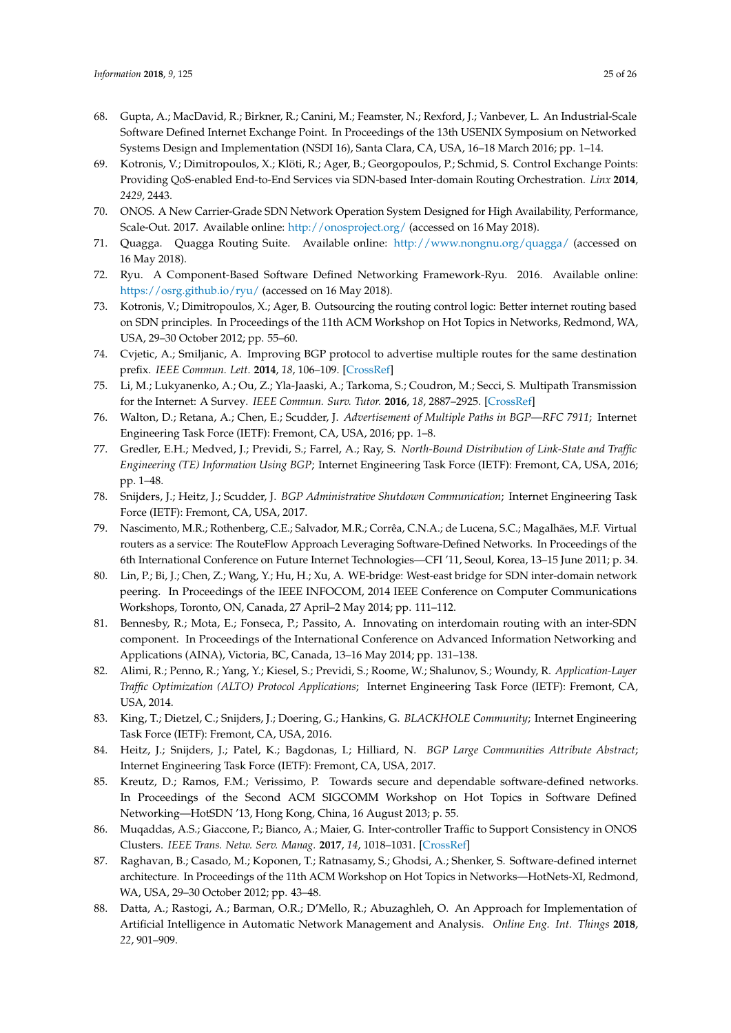68. Gupta, A.; MacDavid, R.; Birkner, R.; Canini, M.; Feamster, N.; Rexford, J.; Vanbever, L. An Industrial-Scale Software Defined Internet Exchange Point. In Proceedings of the 13th USENIX Symposium on Networked Systems Design and Implementation (NSDI 16), Santa Clara, CA, USA, 16–18 March 2016; pp. 1–14.
69. Kotronis, V.; Dimitropoulos, X.; Klöti, R.; Ager, B.; Georgopoulos, P.; Schmid, S. Control Exchange Points: Providing QoS-enabled End-to-End Services via SDN-based Inter-domain Routing Orchestration. *Linx* **2014**, *2429*, 2443.
70. ONOS. A New Carrier-Grade SDN Network Operation System Designed for High Availability, Performance, Scale-Out. 2017. Available online: http://onosproject.org/ (accessed on 16 May 2018).
71. Quagga. Quagga Routing Suite. Available online: http://www.nongnu.org/quagga/ (accessed on 16 May 2018).
72. Ryu. A Component-Based Software Defined Networking Framework-Ryu. 2016. Available online: https://osrg.github.io/ryu/ (accessed on 16 May 2018).
73. Kotronis, V.; Dimitropoulos, X.; Ager, B. Outsourcing the routing control logic: Better internet routing based on SDN principles. In Proceedings of the 11th ACM Workshop on Hot Topics in Networks, Redmond, WA, USA, 29–30 October 2012; pp. 55–60.
74. Cvjetic, A.; Smiljanic, A. Improving BGP protocol to advertise multiple routes for the same destination prefix. *IEEE Commun. Lett.* **2014**, *18*, 106–109. [CrossRef]
75. Li, M.; Lukyanenko, A.; Ou, Z.; Yla-Jaaski, A.; Tarkoma, S.; Coudron, M.; Secci, S. Multipath Transmission for the Internet: A Survey. *IEEE Commun. Surv. Tutor.* **2016**, *18*, 2887–2925. [CrossRef]
76. Walton, D.; Retana, A.; Chen, E.; Scudder, J. *Advertisement of Multiple Paths in BGP—RFC 7911*; Internet Engineering Task Force (IETF): Fremont, CA, USA, 2016; pp. 1–8.
77. Gredler, E.H.; Medved, J.; Previdi, S.; Farrel, A.; Ray, S. *North-Bound Distribution of Link-State and Traffic Engineering (TE) Information Using BGP*; Internet Engineering Task Force (IETF): Fremont, CA, USA, 2016; pp. 1–48.
78. Snijders, J.; Heitz, J.; Scudder, J. *BGP Administrative Shutdown Communication*; Internet Engineering Task Force (IETF): Fremont, CA, USA, 2017.
79. Nascimento, M.R.; Rothenberg, C.E.; Salvador, M.R.; Corrêa, C.N.A.; de Lucena, S.C.; Magalhães, M.F. Virtual routers as a service: The RouteFlow Approach Leveraging Software-Defined Networks. In Proceedings of the 6th International Conference on Future Internet Technologies—CFI '11, Seoul, Korea, 13–15 June 2011; p. 34.
80. Lin, P.; Bi, J.; Chen, Z.; Wang, Y.; Hu, H.; Xu, A. WE-bridge: West-east bridge for SDN inter-domain network peering. In Proceedings of the IEEE INFOCOM, 2014 IEEE Conference on Computer Communications Workshops, Toronto, ON, Canada, 27 April–2 May 2014; pp. 111–112.
81. Bennesby, R.; Mota, E.; Fonseca, P.; Passito, A. Innovating on interdomain routing with an inter-SDN component. In Proceedings of the International Conference on Advanced Information Networking and Applications (AINA), Victoria, BC, Canada, 13–16 May 2014; pp. 131–138.
82. Alimi, R.; Penno, R.; Yang, Y.; Kiesel, S.; Previdi, S.; Roome, W.; Shalunov, S.; Woundy, R. *Application-Layer Traffic Optimization (ALTO) Protocol Applications*; Internet Engineering Task Force (IETF): Fremont, CA, USA, 2014.
83. King, T.; Dietzel, C.; Snijders, J.; Doering, G.; Hankins, G. *BLACKHOLE Community*; Internet Engineering Task Force (IETF): Fremont, CA, USA, 2016.
84. Heitz, J.; Snijders, J.; Patel, K.; Bagdonas, I.; Hilliard, N. *BGP Large Communities Attribute Abstract*; Internet Engineering Task Force (IETF): Fremont, CA, USA, 2017.
85. Kreutz, D.; Ramos, F.M.; Verissimo, P. Towards secure and dependable software-defined networks. In Proceedings of the Second ACM SIGCOMM Workshop on Hot Topics in Software Defined Networking—HotSDN '13, Hong Kong, China, 16 August 2013; p. 55.
86. Muqaddas, A.S.; Giaccone, P.; Bianco, A.; Maier, G. Inter-controller Traffic to Support Consistency in ONOS Clusters. *IEEE Trans. Netw. Serv. Manag.* **2017**, *14*, 1018–1031. [CrossRef]
87. Raghavan, B.; Casado, M.; Koponen, T.; Ratnasamy, S.; Ghodsi, A.; Shenker, S. Software-defined internet architecture. In Proceedings of the 11th ACM Workshop on Hot Topics in Networks—HotNets-XI, Redmond, WA, USA, 29–30 October 2012; pp. 43–48.
88. Datta, A.; Rastogi, A.; Barman, O.R.; D'Mello, R.; Abuzaghleh, O. An Approach for Implementation of Artificial Intelligence in Automatic Network Management and Analysis. *Online Eng. Int. Things* **2018**, *22*, 901–909.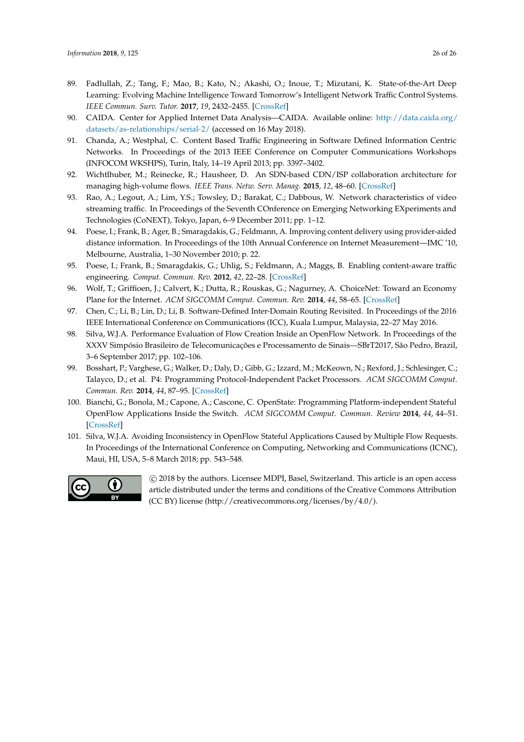89. Fadlullah, Z.; Tang, F.; Mao, B.; Kato, N.; Akashi, O.; Inoue, T.; Mizutani, K. State-of-the-Art Deep Learning: Evolving Machine Intelligence Toward Tomorrow's Intelligent Network Traffic Control Systems. *IEEE Commun. Surv. Tutor.* **2017**, *19*, 2432–2455. [CrossRef]
90. CAIDA. Center for Applied Internet Data Analysis—CAIDA. Available online: http://data.caida.org/datasets/as-relationships/serial-2/ (accessed on 16 May 2018).
91. Chanda, A.; Westphal, C. Content Based Traffic Engineering in Software Defined Information Centric Networks. In Proceedings of the 2013 IEEE Conference on Computer Communications Workshops (INFOCOM WKSHPS), Turin, Italy, 14–19 April 2013; pp. 3397–3402.
92. Wichtlhuber, M.; Reinecke, R.; Hausheer, D. An SDN-based CDN/ISP collaboration architecture for managing high-volume flows. *IEEE Trans. Netw. Serv. Manag.* **2015**, *12*, 48–60. [CrossRef]
93. Rao, A.; Legout, A.; Lim, Y.S.; Towsley, D.; Barakat, C.; Dabbous, W. Network characteristics of video streaming traffic. In Proceedings of the Seventh COnference on Emerging Networking EXperiments and Technologies (CoNEXT), Tokyo, Japan, 6–9 December 2011; pp. 1–12.
94. Poese, I.; Frank, B.; Ager, B.; Smaragdakis, G.; Feldmann, A. Improving content delivery using provider-aided distance information. In Proceedings of the 10th Annual Conference on Internet Measurement—IMC '10, Melbourne, Australia, 1–30 November 2010; p. 22.
95. Poese, I.; Frank, B.; Smaragdakis, G.; Uhlig, S.; Feldmann, A.; Maggs, B. Enabling content-aware traffic engineering. *Comput. Commun. Rev.* **2012**, *42*, 22–28. [CrossRef]
96. Wolf, T.; Griffioen, J.; Calvert, K.; Dutta, R.; Rouskas, G.; Nagurney, A. ChoiceNet: Toward an Economy Plane for the Internet. *ACM SIGCOMM Comput. Commun. Rev.* **2014**, *44*, 58–65. [CrossRef]
97. Chen, C.; Li, B.; Lin, D.; Li, B. Software-Defined Inter-Domain Routing Revisited. In Proceedings of the 2016 IEEE International Conference on Communications (ICC), Kuala Lumpur, Malaysia, 22–27 May 2016.
98. Silva, W.J.A. Performance Evaluation of Flow Creation Inside an OpenFlow Network. In Proceedings of the XXXV Simpósio Brasileiro de Telecomunicações e Processamento de Sinais—SBrT2017, São Pedro, Brazil, 3–6 September 2017; pp. 102–106.
99. Bosshart, P.; Varghese, G.; Walker, D.; Daly, D.; Gibb, G.; Izzard, M.; McKeown, N.; Rexford, J.; Schlesinger, C.; Talayco, D.; et al. P4: Programming Protocol-Independent Packet Processors. *ACM SIGCOMM Comput. Commun. Rev.* **2014**, *44*, 87–95. [CrossRef]
100. Bianchi, G.; Bonola, M.; Capone, A.; Cascone, C. OpenState: Programming Platform-independent Stateful OpenFlow Applications Inside the Switch. *ACM SIGCOMM Comput. Commun. Review* **2014**, *44*, 44–51. [CrossRef]
101. Silva, W.J.A. Avoiding Inconsistency in OpenFlow Stateful Applications Caused by Multiple Flow Requests. In Proceedings of the International Conference on Computing, Networking and Communications (ICNC), Maui, HI, USA, 5–8 March 2018; pp. 543–548.

© 2018 by the authors. Licensee MDPI, Basel, Switzerland. This article is an open access article distributed under the terms and conditions of the Creative Commons Attribution (CC BY) license (http://creativecommons.org/licenses/by/4.0/).